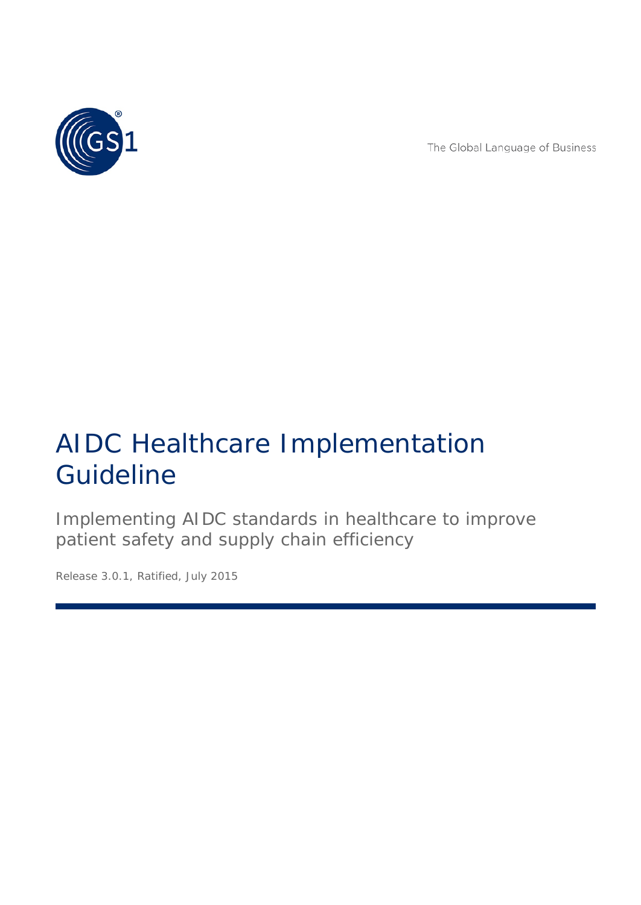The Global Language of Business

# AIDC Healthcare Implementation Guideline

Implementing AIDC standards in healthcare to improve patient safety and supply chain efficiency

Release 3.0.1, Ratified, July 2015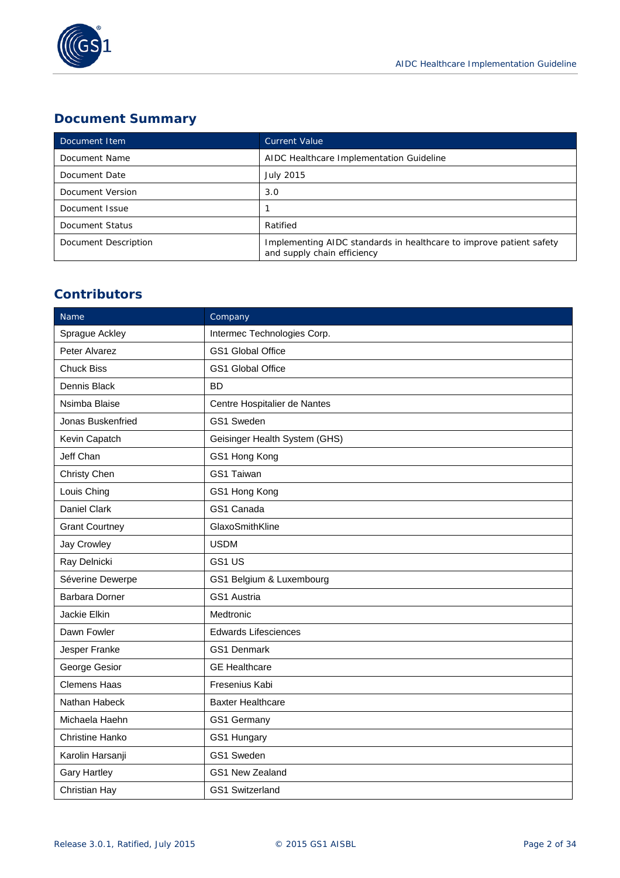## Document Summary

| Document Item | Current Value |
|---|---|
| Document Name | AIDC Healthcare Implementation Guideline |
| Document Date | July 2015 |
| Document Version | 3.0 |
| Document Issue | 1 |
| Document Status | Ratified |
| Document Description | Implementing AIDC standards in healthcare to improve patient safety and supply chain efficiency |

## Contributors

| Name | Company |
|---|---|
| Sprague Ackley | Intermec Technologies Corp. |
| Peter Alvarez | GS1 Global Office |
| Chuck Biss | GS1 Global Office |
| Dennis Black | BD |
| Nsimba Blaise | Centre Hospitalier de Nantes |
| Jonas Buskenfried | GS1 Sweden |
| Kevin Capatch | Geisinger Health System (GHS) |
| Jeff Chan | GS1 Hong Kong |
| Christy Chen | GS1 Taiwan |
| Louis Ching | GS1 Hong Kong |
| Daniel Clark | GS1 Canada |
| Grant Courtney | GlaxoSmithKline |
| Jay Crowley | USDM |
| Ray Delnicki | GS1 US |
| Séverine Dewerpe | GS1 Belgium & Luxembourg |
| Barbara Dorner | GS1 Austria |
| Jackie Elkin | Medtronic |
| Dawn Fowler | Edwards Lifesciences |
| Jesper Franke | GS1 Denmark |
| George Gesior | GE Healthcare |
| Clemens Haas | Fresenius Kabi |
| Nathan Habeck | Baxter Healthcare |
| Michaela Haehn | GS1 Germany |
| Christine Hanko | GS1 Hungary |
| Karolin Harsanji | GS1 Sweden |
| Gary Hartley | GS1 New Zealand |
| Christian Hay | GS1 Switzerland |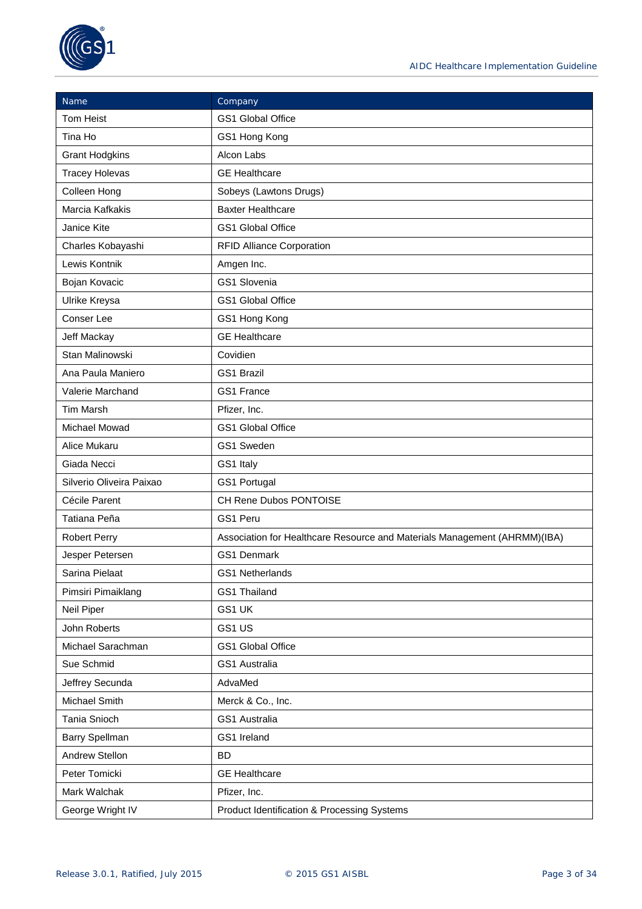| Name | Company |
| --- | --- |
| Tom Heist | GS1 Global Office |
| Tina Ho | GS1 Hong Kong |
| Grant Hodgkins | Alcon Labs |
| Tracey Holevas | GE Healthcare |
| Colleen Hong | Sobeys (Lawtons Drugs) |
| Marcia Kafkakis | Baxter Healthcare |
| Janice Kite | GS1 Global Office |
| Charles Kobayashi | RFID Alliance Corporation |
| Lewis Kontnik | Amgen Inc. |
| Bojan Kovacic | GS1 Slovenia |
| Ulrike Kreysa | GS1 Global Office |
| Conser Lee | GS1 Hong Kong |
| Jeff Mackay | GE Healthcare |
| Stan Malinowski | Covidien |
| Ana Paula Maniero | GS1 Brazil |
| Valerie Marchand | GS1 France |
| Tim Marsh | Pfizer, Inc. |
| Michael Mowad | GS1 Global Office |
| Alice Mukaru | GS1 Sweden |
| Giada Necci | GS1 Italy |
| Silverio Oliveira Paixao | GS1 Portugal |
| Cécile Parent | CH Rene Dubos PONTOISE |
| Tatiana Peña | GS1 Peru |
| Robert Perry | Association for Healthcare Resource and Materials Management (AHRMM)(IBA) |
| Jesper Petersen | GS1 Denmark |
| Sarina Pielaat | GS1 Netherlands |
| Pimsiri Pimaiklang | GS1 Thailand |
| Neil Piper | GS1 UK |
| John Roberts | GS1 US |
| Michael Sarachman | GS1 Global Office |
| Sue Schmid | GS1 Australia |
| Jeffrey Secunda | AdvaMed |
| Michael Smith | Merck & Co., Inc. |
| Tania Snioch | GS1 Australia |
| Barry Spellman | GS1 Ireland |
| Andrew Stellon | BD |
| Peter Tomicki | GE Healthcare |
| Mark Walchak | Pfizer, Inc. |
| George Wright IV | Product Identification & Processing Systems |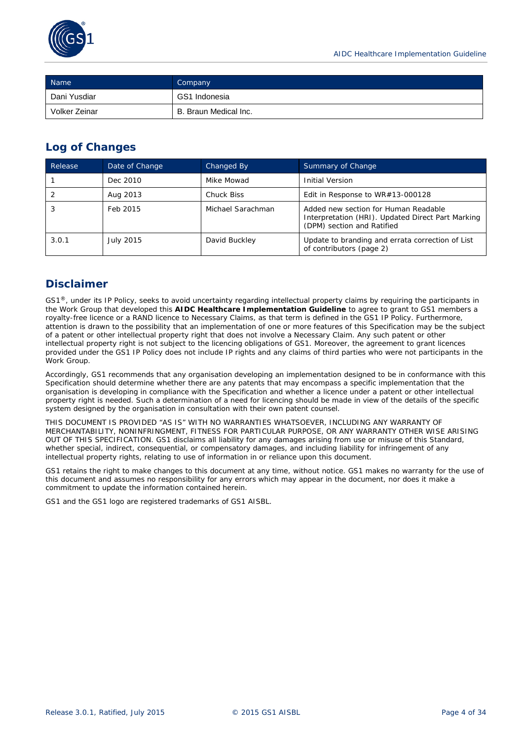| Name | Company |
|---|---|
| Dani Yusdiar | GS1 Indonesia |
| Volker Zeinar | B. Braun Medical Inc. |

## Log of Changes

| Release | Date of Change | Changed By | Summary of Change |
|---|---|---|---|
| 1 | Dec 2010 | Mike Mowad | Initial Version |
| 2 | Aug 2013 | Chuck Biss | Edit in Response to WR#13-000128 |
| 3 | Feb 2015 | Michael Sarachman | Added new section for Human Readable Interpretation (HRI). Updated Direct Part Marking (DPM) section and Ratified |
| 3.0.1 | July 2015 | David Buckley | Update to branding and errata correction of List of contributors (page 2) |

## Disclaimer

GS1®, under its IP Policy, seeks to avoid uncertainty regarding intellectual property claims by requiring the participants in the Work Group that developed this **AIDC Healthcare Implementation Guideline** to agree to grant to GS1 members a royalty-free licence or a RAND licence to Necessary Claims, as that term is defined in the GS1 IP Policy. Furthermore, attention is drawn to the possibility that an implementation of one or more features of this Specification may be the subject of a patent or other intellectual property right that does not involve a Necessary Claim. Any such patent or other intellectual property right is not subject to the licencing obligations of GS1. Moreover, the agreement to grant licences provided under the GS1 IP Policy does not include IP rights and any claims of third parties who were not participants in the Work Group.

Accordingly, GS1 recommends that any organisation developing an implementation designed to be in conformance with this Specification should determine whether there are any patents that may encompass a specific implementation that the organisation is developing in compliance with the Specification and whether a licence under a patent or other intellectual property right is needed. Such a determination of a need for licencing should be made in view of the details of the specific system designed by the organisation in consultation with their own patent counsel.

THIS DOCUMENT IS PROVIDED "AS IS" WITH NO WARRANTIES WHATSOEVER, INCLUDING ANY WARRANTY OF MERCHANTABILITY, NONINFRINGMENT, FITNESS FOR PARTICULAR PURPOSE, OR ANY WARRANTY OTHER WISE ARISING OUT OF THIS SPECIFICATION. GS1 disclaims all liability for any damages arising from use or misuse of this Standard, whether special, indirect, consequential, or compensatory damages, and including liability for infringement of any intellectual property rights, relating to use of information in or reliance upon this document.

GS1 retains the right to make changes to this document at any time, without notice. GS1 makes no warranty for the use of this document and assumes no responsibility for any errors which may appear in the document, nor does it make a commitment to update the information contained herein.

GS1 and the GS1 logo are registered trademarks of GS1 AISBL.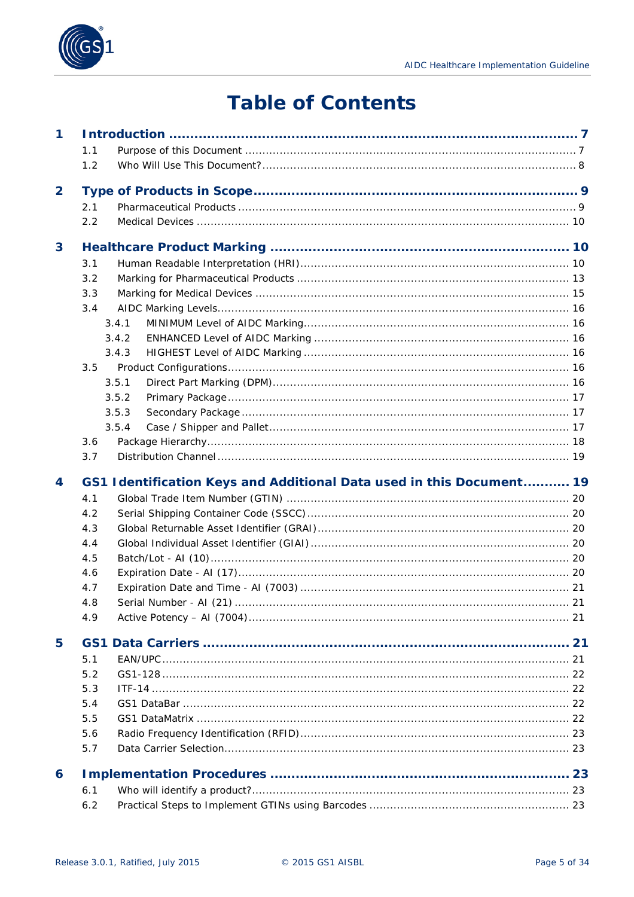# Table of Contents

**1 Introduction ..................................................................................... 7**

- 1.1 Purpose of this Document ..................................................................... 7
- 1.2 Who Will Use This Document? ............................................................... 8

**2 Type of Products in Scope ........................................................................ 9**

- 2.1 Pharmaceutical Products ...................................................................... 9
- 2.2 Medical Devices ................................................................................ 10

**3 Healthcare Product Marking ..................................................................... 10**

- 3.1 Human Readable Interpretation (HRI) .................................................... 10
- 3.2 Marking for Pharmaceutical Products ..................................................... 13
- 3.3 Marking for Medical Devices ................................................................ 15
- 3.4 AIDC Marking Levels ........................................................................... 16
  - 3.4.1 MINIMUM Level of AIDC Marking ..................................................... 16
  - 3.4.2 ENHANCED Level of AIDC Marking ................................................... 16
  - 3.4.3 HIGHEST Level of AIDC Marking ..................................................... 16
- 3.5 Product Configurations ........................................................................ 16
  - 3.5.1 Direct Part Marking (DPM) .............................................................. 16
  - 3.5.2 Primary Package .......................................................................... 17
  - 3.5.3 Secondary Package ....................................................................... 17
  - 3.5.4 Case / Shipper and Pallet ............................................................... 17
- 3.6 Package Hierarchy .............................................................................. 18
- 3.7 Distribution Channel ........................................................................... 19

**4 GS1 Identification Keys and Additional Data used in this Document ........... 19**

- 4.1 Global Trade Item Number (GTIN) ......................................................... 20
- 4.2 Serial Shipping Container Code (SSCC) ................................................. 20
- 4.3 Global Returnable Asset Identifier (GRAI) .............................................. 20
- 4.4 Global Individual Asset Identifier (GIAI) ................................................ 20
- 4.5 Batch/Lot - AI (10) ............................................................................. 20
- 4.6 Expiration Date - AI (17) ..................................................................... 20
- 4.7 Expiration Date and Time - AI (7003) .................................................... 21
- 4.8 Serial Number - AI (21) ....................................................................... 21
- 4.9 Active Potency – AI (7004) ................................................................... 21

**5 GS1 Data Carriers .................................................................................. 21**

- 5.1 EAN/UPC ........................................................................................... 21
- 5.2 GS1-128 ............................................................................................ 22
- 5.3 ITF-14 ............................................................................................... 22
- 5.4 GS1 DataBar ...................................................................................... 22
- 5.5 GS1 DataMatrix .................................................................................. 22
- 5.6 Radio Frequency Identification (RFID) ................................................... 23
- 5.7 Data Carrier Selection ......................................................................... 23

**6 Implementation Procedures .................................................................... 23**

- 6.1 Who will identify a product? ................................................................ 23
- 6.2 Practical Steps to Implement GTINs using Barcodes ................................ 23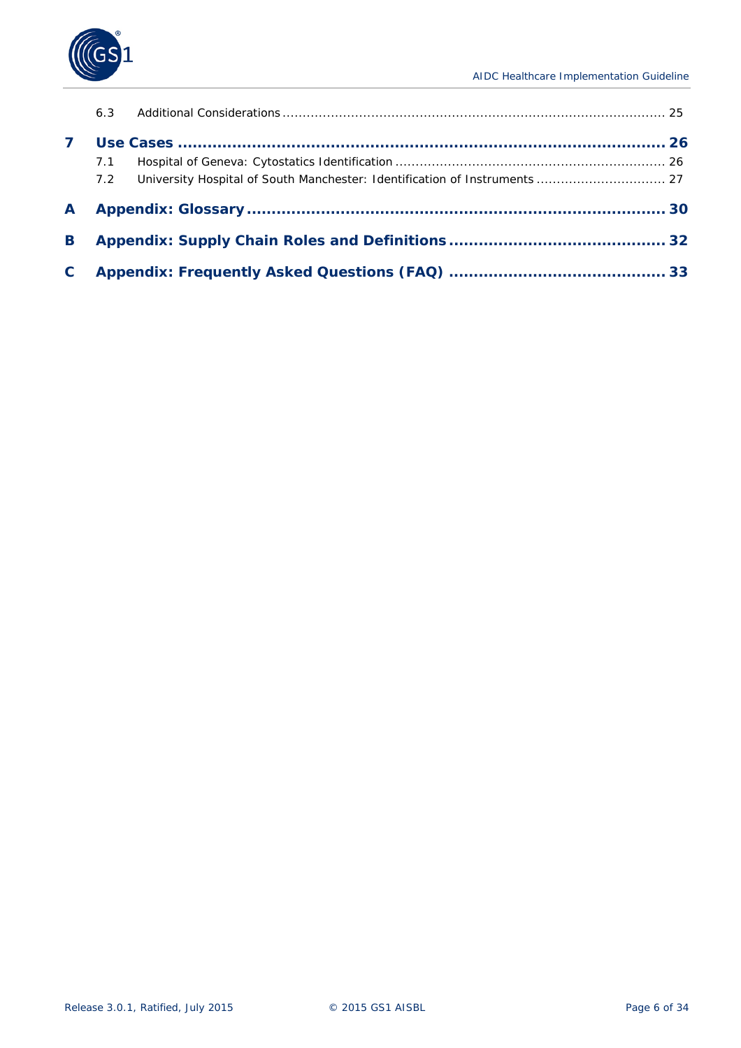6.3 Additional Considerations ........................................................................................... 25

**7 Use Cases ................................................................................................ 26**

7.1 Hospital of Geneva: Cytostatics Identification ................................................................. 26

7.2 University Hospital of South Manchester: Identification of Instruments ............................... 27

**A Appendix: Glossary ................................................................................ 30**

**B Appendix: Supply Chain Roles and Definitions ........................................ 32**

**C Appendix: Frequently Asked Questions (FAQ) ......................................... 33**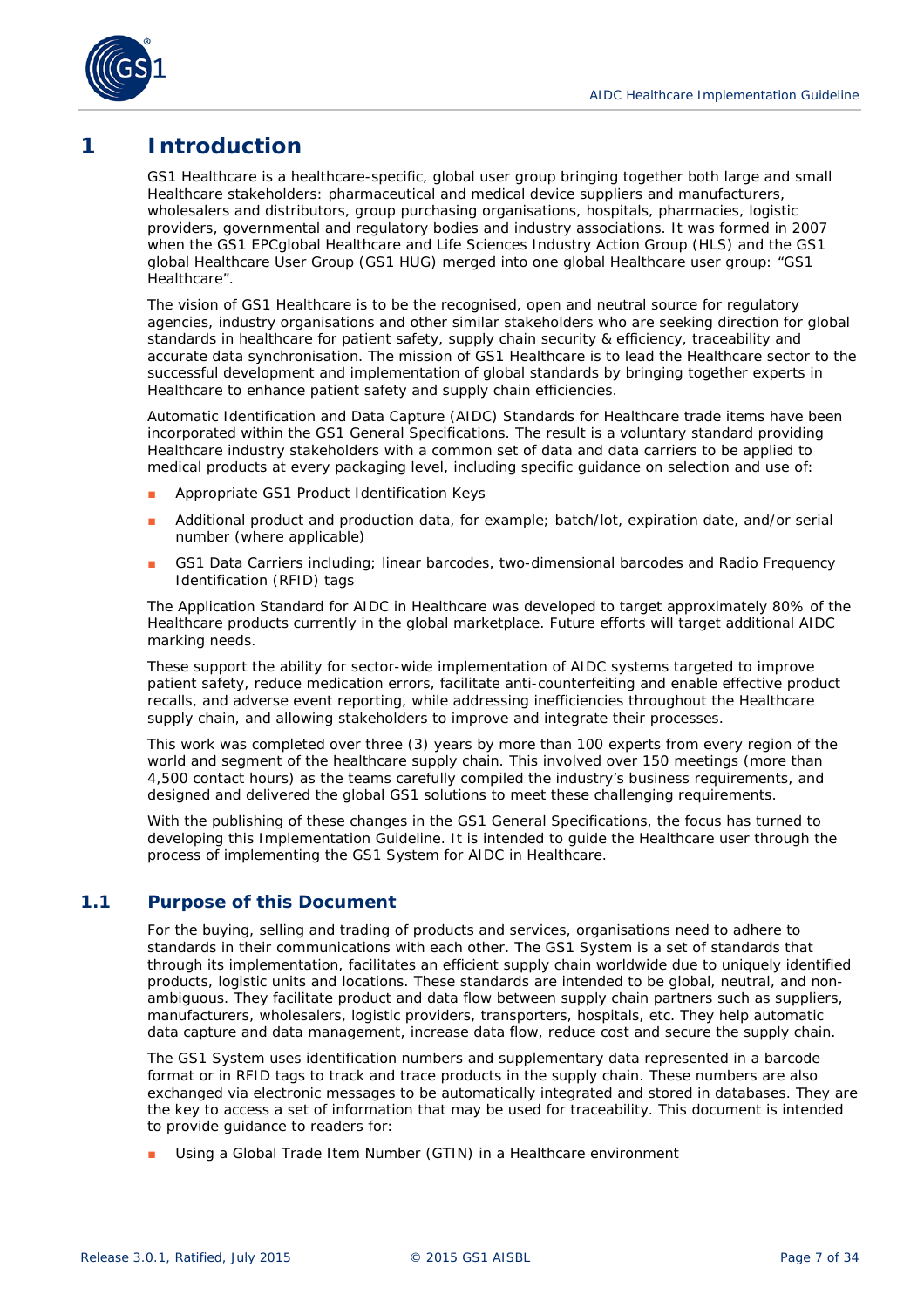# 1 Introduction

GS1 Healthcare is a healthcare-specific, global user group bringing together both large and small Healthcare stakeholders: pharmaceutical and medical device suppliers and manufacturers, wholesalers and distributors, group purchasing organisations, hospitals, pharmacies, logistic providers, governmental and regulatory bodies and industry associations. It was formed in 2007 when the GS1 EPCglobal Healthcare and Life Sciences Industry Action Group (HLS) and the GS1 global Healthcare User Group (GS1 HUG) merged into one global Healthcare user group: "GS1 Healthcare".

The vision of GS1 Healthcare is to be the recognised, open and neutral source for regulatory agencies, industry organisations and other similar stakeholders who are seeking direction for global standards in healthcare for patient safety, supply chain security & efficiency, traceability and accurate data synchronisation. The mission of GS1 Healthcare is to lead the Healthcare sector to the successful development and implementation of global standards by bringing together experts in Healthcare to enhance patient safety and supply chain efficiencies.

Automatic Identification and Data Capture (AIDC) Standards for Healthcare trade items have been incorporated within the GS1 General Specifications. The result is a voluntary standard providing Healthcare industry stakeholders with a common set of data and data carriers to be applied to medical products at every packaging level, including specific guidance on selection and use of:

- Appropriate GS1 Product Identification Keys
- Additional product and production data, for example; batch/lot, expiration date, and/or serial number (where applicable)
- GS1 Data Carriers including; linear barcodes, two-dimensional barcodes and Radio Frequency Identification (RFID) tags

The Application Standard for AIDC in Healthcare was developed to target approximately 80% of the Healthcare products currently in the global marketplace. Future efforts will target additional AIDC marking needs.

These support the ability for sector-wide implementation of AIDC systems targeted to improve patient safety, reduce medication errors, facilitate anti-counterfeiting and enable effective product recalls, and adverse event reporting, while addressing inefficiencies throughout the Healthcare supply chain, and allowing stakeholders to improve and integrate their processes.

This work was completed over three (3) years by more than 100 experts from every region of the world and segment of the healthcare supply chain. This involved over 150 meetings (more than 4,500 contact hours) as the teams carefully compiled the industry's business requirements, and designed and delivered the global GS1 solutions to meet these challenging requirements.

With the publishing of these changes in the GS1 General Specifications, the focus has turned to developing this Implementation Guideline. It is intended to guide the Healthcare user through the process of implementing the GS1 System for AIDC in Healthcare.

## 1.1 Purpose of this Document

For the buying, selling and trading of products and services, organisations need to adhere to standards in their communications with each other. The GS1 System is a set of standards that through its implementation, facilitates an efficient supply chain worldwide due to uniquely identified products, logistic units and locations. These standards are intended to be global, neutral, and non-ambiguous. They facilitate product and data flow between supply chain partners such as suppliers, manufacturers, wholesalers, logistic providers, transporters, hospitals, etc. They help automatic data capture and data management, increase data flow, reduce cost and secure the supply chain.

The GS1 System uses identification numbers and supplementary data represented in a barcode format or in RFID tags to track and trace products in the supply chain. These numbers are also exchanged via electronic messages to be automatically integrated and stored in databases. They are the key to access a set of information that may be used for traceability. This document is intended to provide guidance to readers for:

- Using a Global Trade Item Number (GTIN) in a Healthcare environment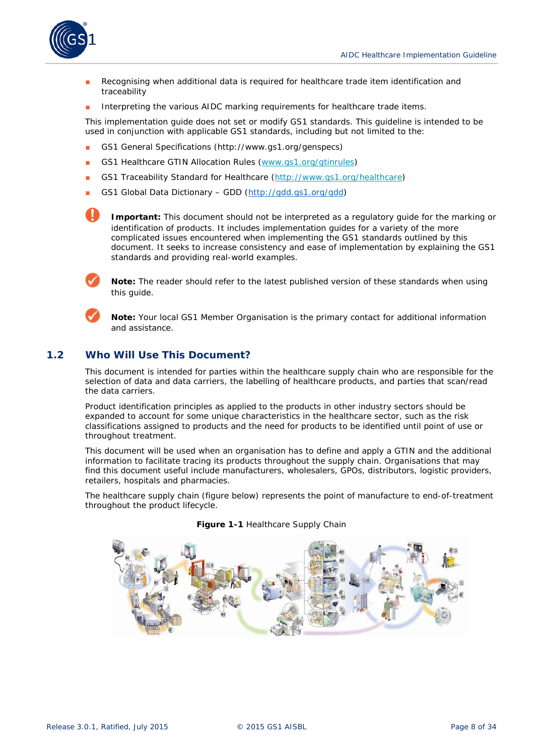- Recognising when additional data is required for healthcare trade item identification and traceability
- Interpreting the various AIDC marking requirements for healthcare trade items.

This implementation guide does not set or modify GS1 standards. This guideline is intended to be used in conjunction with applicable GS1 standards, including but not limited to the:

- GS1 General Specifications (http://www.gs1.org/genspecs)
- GS1 Healthcare GTIN Allocation Rules (www.gs1.org/gtinrules)
- GS1 Traceability Standard for Healthcare (http://www.gs1.org/healthcare)
- GS1 Global Data Dictionary – GDD (http://gdd.gs1.org/gdd)

**Important:** This document should not be interpreted as a regulatory guide for the marking or identification of products. It includes implementation guides for a variety of the more complicated issues encountered when implementing the GS1 standards outlined by this document. It seeks to increase consistency and ease of implementation by explaining the GS1 standards and providing real-world examples.

**Note:** The reader should refer to the latest published version of these standards when using this guide.

**Note:** Your local GS1 Member Organisation is the primary contact for additional information and assistance.

## 1.2 Who Will Use This Document?

This document is intended for parties within the healthcare supply chain who are responsible for the selection of data and data carriers, the labelling of healthcare products, and parties that scan/read the data carriers.

Product identification principles as applied to the products in other industry sectors should be expanded to account for some unique characteristics in the healthcare sector, such as the risk classifications assigned to products and the need for products to be identified until point of use or throughout treatment.

This document will be used when an organisation has to define and apply a GTIN and the additional information to facilitate tracing its products throughout the supply chain. Organisations that may find this document useful include manufacturers, wholesalers, GPOs, distributors, logistic providers, retailers, hospitals and pharmacies.

The healthcare supply chain (figure below) represents the point of manufacture to end-of-treatment throughout the product lifecycle.

**Figure 1-1** Healthcare Supply Chain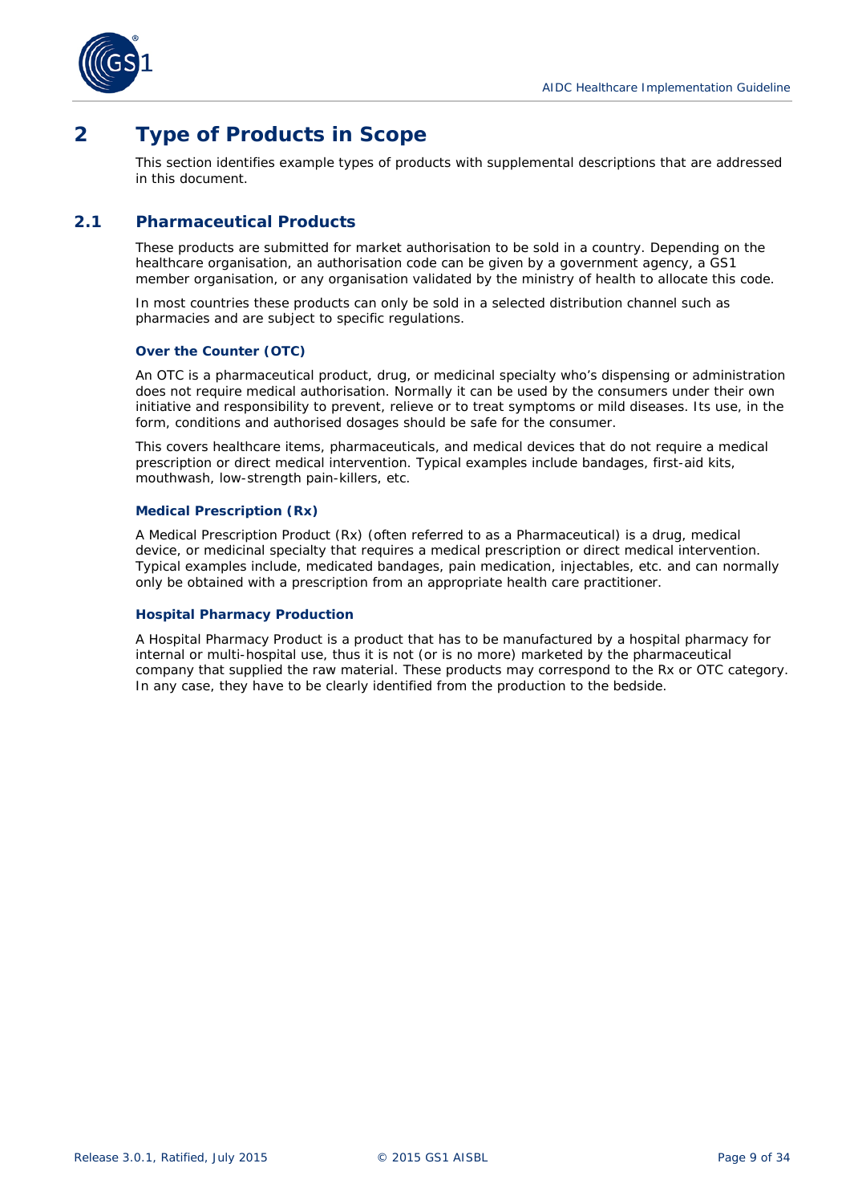# 2 Type of Products in Scope

This section identifies example types of products with supplemental descriptions that are addressed in this document.

## 2.1 Pharmaceutical Products

These products are submitted for market authorisation to be sold in a country. Depending on the healthcare organisation, an authorisation code can be given by a government agency, a GS1 member organisation, or any organisation validated by the ministry of health to allocate this code.

In most countries these products can only be sold in a selected distribution channel such as pharmacies and are subject to specific regulations.

### Over the Counter (OTC)

An OTC is a pharmaceutical product, drug, or medicinal specialty who's dispensing or administration does not require medical authorisation. Normally it can be used by the consumers under their own initiative and responsibility to prevent, relieve or to treat symptoms or mild diseases. Its use, in the form, conditions and authorised dosages should be safe for the consumer.

This covers healthcare items, pharmaceuticals, and medical devices that do not require a medical prescription or direct medical intervention. Typical examples include bandages, first-aid kits, mouthwash, low-strength pain-killers, etc.

### Medical Prescription (Rx)

A Medical Prescription Product (Rx) (often referred to as a Pharmaceutical) is a drug, medical device, or medicinal specialty that requires a medical prescription or direct medical intervention. Typical examples include, medicated bandages, pain medication, injectables, etc. and can normally only be obtained with a prescription from an appropriate health care practitioner.

### Hospital Pharmacy Production

A Hospital Pharmacy Product is a product that has to be manufactured by a hospital pharmacy for internal or multi-hospital use, thus it is not (or is no more) marketed by the pharmaceutical company that supplied the raw material. These products may correspond to the Rx or OTC category. In any case, they have to be clearly identified from the production to the bedside.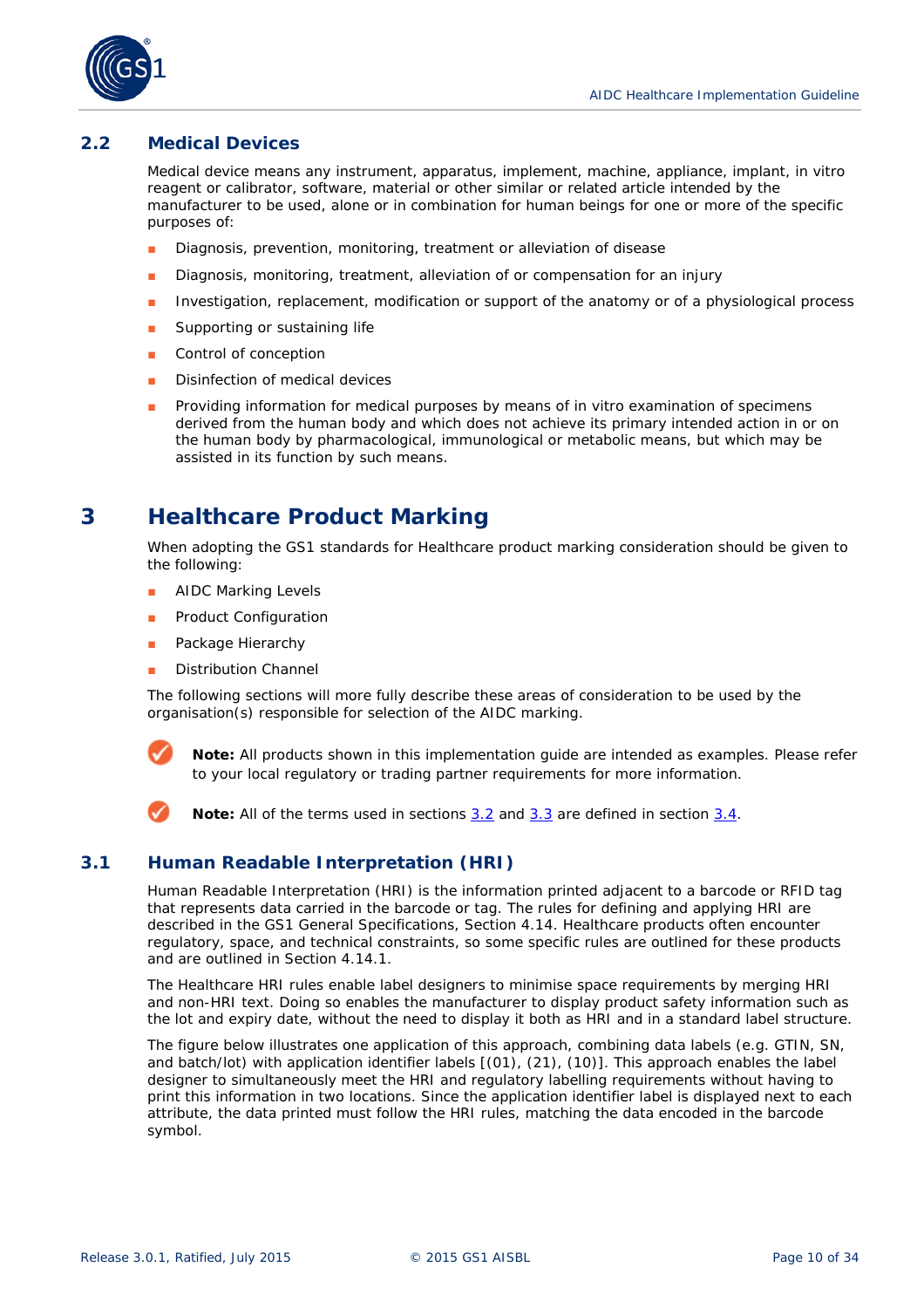## 2.2 Medical Devices

Medical device means any instrument, apparatus, implement, machine, appliance, implant, in vitro reagent or calibrator, software, material or other similar or related article intended by the manufacturer to be used, alone or in combination for human beings for one or more of the specific purposes of:

- Diagnosis, prevention, monitoring, treatment or alleviation of disease
- Diagnosis, monitoring, treatment, alleviation of or compensation for an injury
- Investigation, replacement, modification or support of the anatomy or of a physiological process
- Supporting or sustaining life
- Control of conception
- Disinfection of medical devices
- Providing information for medical purposes by means of in vitro examination of specimens derived from the human body and which does not achieve its primary intended action in or on the human body by pharmacological, immunological or metabolic means, but which may be assisted in its function by such means.

# 3 Healthcare Product Marking

When adopting the GS1 standards for Healthcare product marking consideration should be given to the following:

- AIDC Marking Levels
- Product Configuration
- Package Hierarchy
- Distribution Channel

The following sections will more fully describe these areas of consideration to be used by the organisation(s) responsible for selection of the AIDC marking.

**Note:** All products shown in this implementation guide are intended as examples. Please refer to your local regulatory or trading partner requirements for more information.

**Note:** All of the terms used in sections 3.2 and 3.3 are defined in section 3.4.

## 3.1 Human Readable Interpretation (HRI)

Human Readable Interpretation (HRI) is the information printed adjacent to a barcode or RFID tag that represents data carried in the barcode or tag. The rules for defining and applying HRI are described in the GS1 General Specifications, Section 4.14. Healthcare products often encounter regulatory, space, and technical constraints, so some specific rules are outlined for these products and are outlined in Section 4.14.1.

The Healthcare HRI rules enable label designers to minimise space requirements by merging HRI and non-HRI text. Doing so enables the manufacturer to display product safety information such as the lot and expiry date, without the need to display it both as HRI and in a standard label structure.

The figure below illustrates one application of this approach, combining data labels (e.g. GTIN, SN, and batch/lot) with application identifier labels [(01), (21), (10)]. This approach enables the label designer to simultaneously meet the HRI and regulatory labelling requirements without having to print this information in two locations. Since the application identifier label is displayed next to each attribute, the data printed must follow the HRI rules, matching the data encoded in the barcode symbol.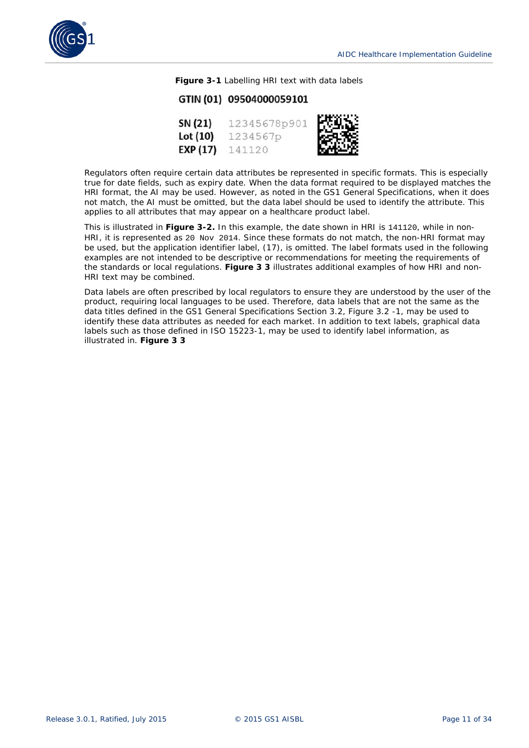**Figure 3-1** Labelling HRI text with data labels

GTIN (01) 09504000059101

SN (21) 12345678p901

Lot (10) 1234567p

EXP (17) 141120

Regulators often require certain data attributes be represented in specific formats. This is especially true for date fields, such as expiry date. When the data format required to be displayed matches the HRI format, the AI may be used. However, as noted in the GS1 General Specifications, when it does not match, the AI must be omitted, but the data label should be used to identify the attribute. This applies to all attributes that may appear on a healthcare product label.

This is illustrated in **Figure 3-2.** In this example, the date shown in HRI is `141120`, while in non-HRI, it is represented as `20 Nov 2014`. Since these formats do not match, the non-HRI format may be used, but the application identifier label, (17), is omitted. The label formats used in the following examples are not intended to be descriptive or recommendations for meeting the requirements of the standards or local regulations. **Figure 3 3** illustrates additional examples of how HRI and non-HRI text may be combined.

Data labels are often prescribed by local regulators to ensure they are understood by the user of the product, requiring local languages to be used. Therefore, data labels that are not the same as the data titles defined in the GS1 General Specifications Section 3.2, Figure 3.2 -1, may be used to identify these data attributes as needed for each market. In addition to text labels, graphical data labels such as those defined in ISO 15223-1, may be used to identify label information, as illustrated in. **Figure 3 3**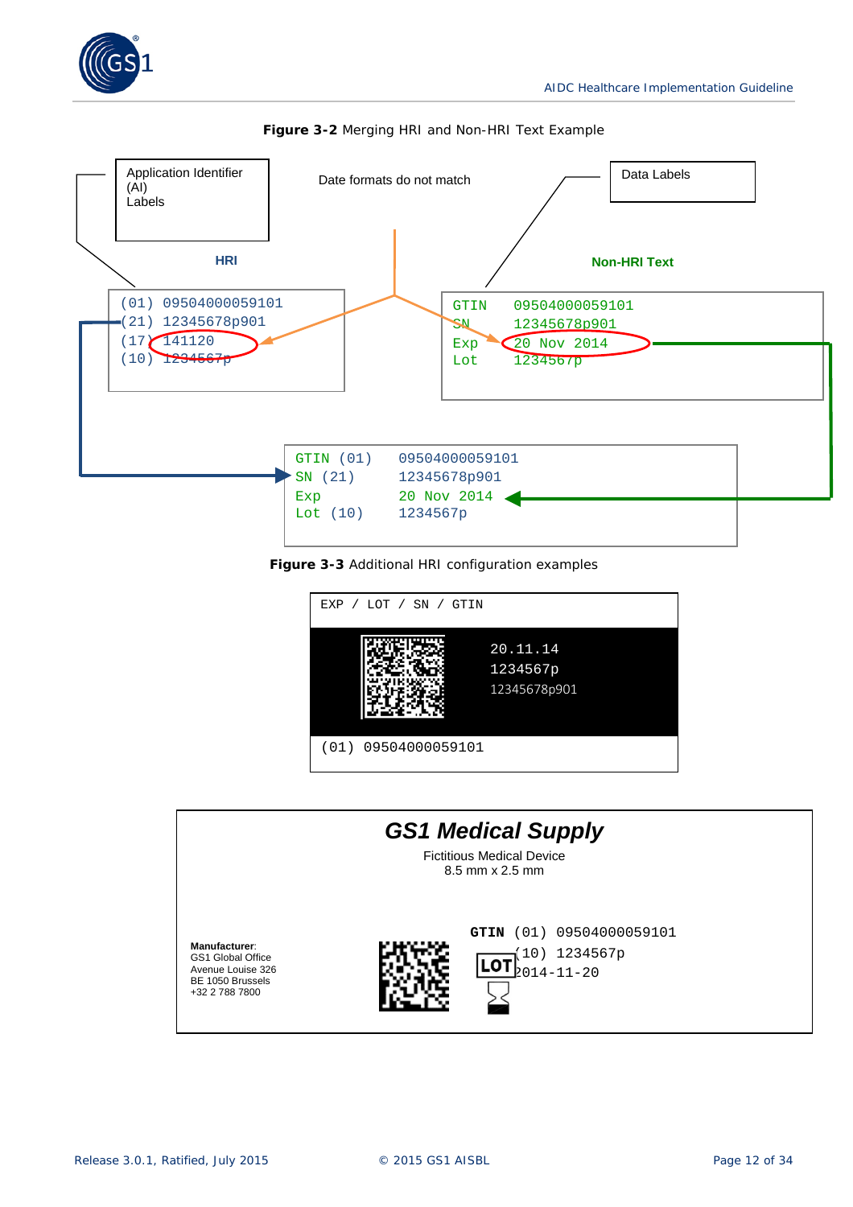**Figure 3-2** Merging HRI and Non-HRI Text Example

Application Identifier (AI) Labels

Date formats do not match

Data Labels

HRI

Non-HRI Text

```
(01) 09504000059101
(21) 12345678p901
(17) 141120
(10) 1234567p
```

```
GTIN   09504000059101
SN     12345678p901
Exp    20 Nov 2014
Lot    1234567p
```

```
GTIN (01)    09504000059101
SN (21)      12345678p901
Exp          20 Nov 2014
Lot (10)     1234567p
```

**Figure 3-3** Additional HRI configuration examples

```
EXP / LOT / SN / GTIN

20.11.14
1234567p
12345678p901

(01) 09504000059101
```

***GS1 Medical Supply***

Fictitious Medical Device
8.5 mm x 2.5 mm

**Manufacturer**:
GS1 Global Office
Avenue Louise 326
BE 1050 Brussels
+32 2 788 7800

**GTIN** (01) 09504000059101
**LOT** (10) 1234567p
2014-11-20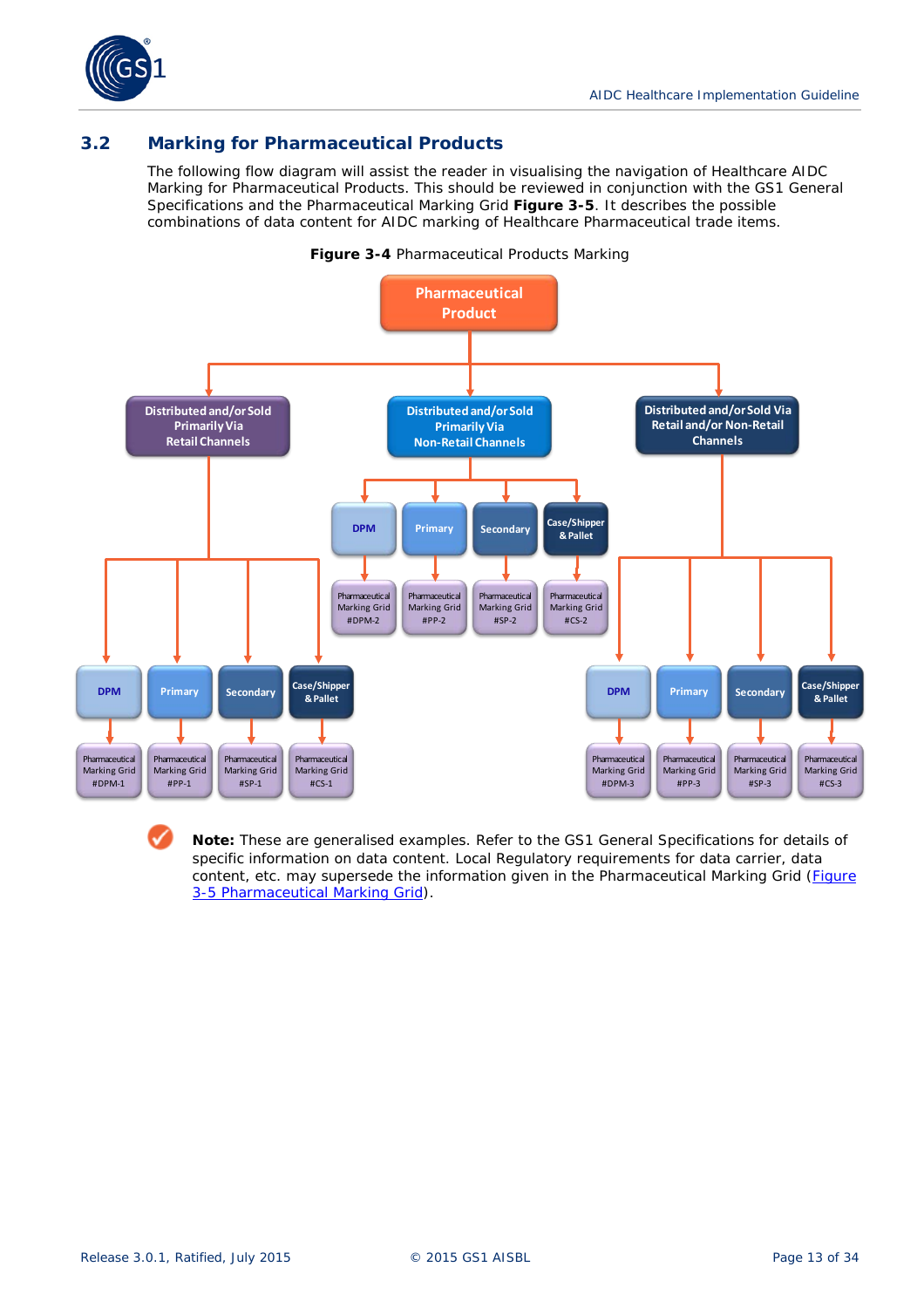## 3.2 Marking for Pharmaceutical Products

The following flow diagram will assist the reader in visualising the navigation of Healthcare AIDC Marking for Pharmaceutical Products. This should be reviewed in conjunction with the GS1 General Specifications and the Pharmaceutical Marking Grid **Figure 3-5**. It describes the possible combinations of data content for AIDC marking of Healthcare Pharmaceutical trade items.

**Figure 3-4** Pharmaceutical Products Marking

- Pharmaceutical Product
  - Distributed and/or Sold Primarily Via Retail Channels
    - DPM → Pharmaceutical Marking Grid #DPM-1
    - Primary → Pharmaceutical Marking Grid #PP-1
    - Secondary → Pharmaceutical Marking Grid #SP-1
    - Case/Shipper & Pallet → Pharmaceutical Marking Grid #CS-1
  - Distributed and/or Sold Primarily Via Non-Retail Channels
    - DPM → Pharmaceutical Marking Grid #DPM-2
    - Primary → Pharmaceutical Marking Grid #PP-2
    - Secondary → Pharmaceutical Marking Grid #SP-2
    - Case/Shipper & Pallet → Pharmaceutical Marking Grid #CS-2
  - Distributed and/or Sold Via Retail and/or Non-Retail Channels
    - DPM → Pharmaceutical Marking Grid #DPM-3
    - Primary → Pharmaceutical Marking Grid #PP-3
    - Secondary → Pharmaceutical Marking Grid #SP-3
    - Case/Shipper & Pallet → Pharmaceutical Marking Grid #CS-3

**Note:** These are generalised examples. Refer to the GS1 General Specifications for details of specific information on data content. Local Regulatory requirements for data carrier, data content, etc. may supersede the information given in the Pharmaceutical Marking Grid (Figure 3-5 Pharmaceutical Marking Grid).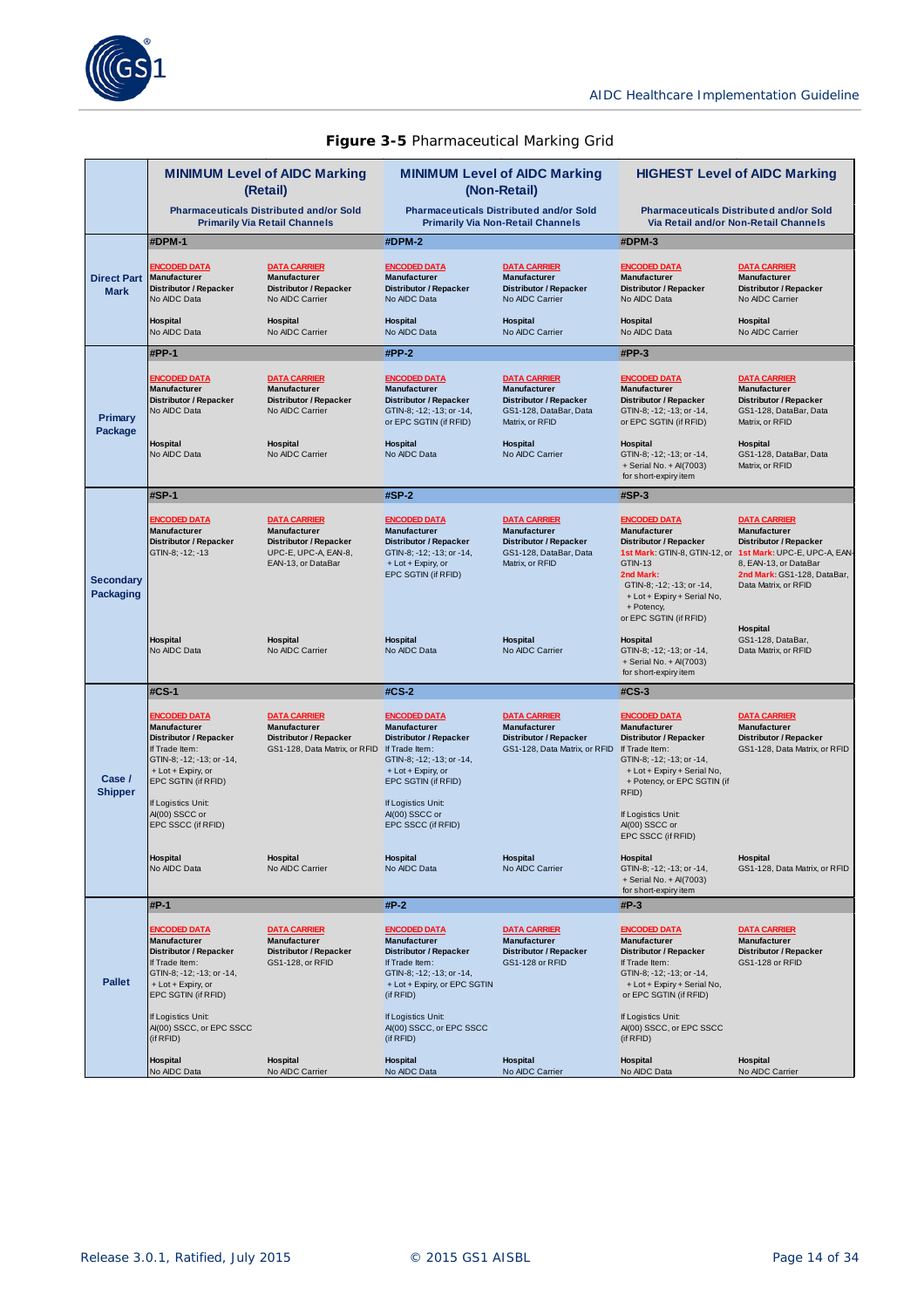**Figure 3-5** Pharmaceutical Marking Grid

| | MINIMUM Level of AIDC Marking (Retail) — Pharmaceuticals Distributed and/or Sold Primarily Via Retail Channels | | MINIMUM Level of AIDC Marking (Non-Retail) — Pharmaceuticals Distributed and/or Sold Primarily Via Non-Retail Channels | | HIGHEST Level of AIDC Marking — Pharmaceuticals Distributed and/or Sold Via Retail and/or Non-Retail Channels | |
|---|---|---|---|---|---|---|
| **Direct Part Mark** | **#DPM-1** | | **#DPM-2** | | **#DPM-3** | |
| | ENCODED DATA<br>**Manufacturer**<br>**Distributor / Repacker**<br>No AIDC Data<br><br>**Hospital**<br>No AIDC Data | DATA CARRIER<br>**Manufacturer**<br>**Distributor / Repacker**<br>No AIDC Carrier<br><br>**Hospital**<br>No AIDC Carrier | ENCODED DATA<br>**Manufacturer**<br>**Distributor / Repacker**<br>No AIDC Data<br><br>**Hospital**<br>No AIDC Data | DATA CARRIER<br>**Manufacturer**<br>**Distributor / Repacker**<br>No AIDC Carrier<br><br>**Hospital**<br>No AIDC Carrier | ENCODED DATA<br>**Manufacturer**<br>**Distributor / Repacker**<br>No AIDC Data<br><br>**Hospital**<br>No AIDC Data | DATA CARRIER<br>**Manufacturer**<br>**Distributor / Repacker**<br>No AIDC Carrier<br><br>**Hospital**<br>No AIDC Carrier |
| **Primary Package** | **#PP-1** | | **#PP-2** | | **#PP-3** | |
| | ENCODED DATA<br>**Manufacturer**<br>**Distributor / Repacker**<br>No AIDC Data<br><br>**Hospital**<br>No AIDC Data | DATA CARRIER<br>**Manufacturer**<br>**Distributor / Repacker**<br>No AIDC Carrier<br><br>**Hospital**<br>No AIDC Carrier | ENCODED DATA<br>**Manufacturer**<br>**Distributor / Repacker**<br>GTIN-8; -12; -13; or -14, or EPC SGTIN (if RFID)<br><br>**Hospital**<br>No AIDC Data | DATA CARRIER<br>**Manufacturer**<br>**Distributor / Repacker**<br>GS1-128, DataBar, Data Matrix, or RFID<br><br>**Hospital**<br>No AIDC Carrier | ENCODED DATA<br>**Manufacturer**<br>**Distributor / Repacker**<br>GTIN-8; -12; -13; or -14, or EPC SGTIN (if RFID)<br><br>**Hospital**<br>GTIN-8; -12; -13; or -14, + Serial No. + AI(7003) for short-expiry item | DATA CARRIER<br>**Manufacturer**<br>**Distributor / Repacker**<br>GS1-128, DataBar, Data Matrix, or RFID<br><br>**Hospital**<br>GS1-128, DataBar, Data Matrix, or RFID |
| **Secondary Packaging** | **#SP-1** | | **#SP-2** | | **#SP-3** | |
| | ENCODED DATA<br>**Manufacturer**<br>**Distributor / Repacker**<br>GTIN-8; -12; -13<br><br>**Hospital**<br>No AIDC Data | DATA CARRIER<br>**Manufacturer**<br>**Distributor / Repacker**<br>UPC-E, UPC-A, EAN-8, EAN-13, or DataBar<br><br>**Hospital**<br>No AIDC Carrier | ENCODED DATA<br>**Manufacturer**<br>**Distributor / Repacker**<br>GTIN-8; -12; -13; or -14, + Lot + Expiry, or EPC SGTIN (if RFID)<br><br>**Hospital**<br>No AIDC Data | DATA CARRIER<br>**Manufacturer**<br>**Distributor / Repacker**<br>GS1-128, DataBar, Data Matrix, or RFID<br><br>**Hospital**<br>No AIDC Carrier | ENCODED DATA<br>**Manufacturer**<br>**Distributor / Repacker**<br>1st Mark: GTIN-8, GTIN-12, or GTIN-13<br>2nd Mark: GTIN-8; -12; -13; or -14, + Lot + Expiry + Serial No, + Potency, or EPC SGTIN (if RFID)<br><br>**Hospital**<br>GTIN-8; -12; -13; or -14, + Serial No. + AI(7003) for short-expiry item | DATA CARRIER<br>**Manufacturer**<br>**Distributor / Repacker**<br>1st Mark: UPC-E, UPC-A, EAN-8, EAN-13, or DataBar<br>2nd Mark: GS1-128, DataBar, Data Matrix, or RFID<br><br>**Hospital**<br>GS1-128, DataBar, Data Matrix, or RFID |
| **Case / Shipper** | **#CS-1** | | **#CS-2** | | **#CS-3** | |
| | ENCODED DATA<br>**Manufacturer**<br>**Distributor / Repacker**<br>If Trade Item:<br>GTIN-8; -12; -13; or -14, + Lot + Expiry, or EPC SGTIN (if RFID)<br><br>If Logistics Unit:<br>AI(00) SSCC or EPC SSCC (if RFID)<br><br>**Hospital**<br>No AIDC Data | DATA CARRIER<br>**Manufacturer**<br>**Distributor / Repacker**<br>GS1-128, Data Matrix, or RFID<br><br>**Hospital**<br>No AIDC Carrier | ENCODED DATA<br>**Manufacturer**<br>**Distributor / Repacker**<br>If Trade Item:<br>GTIN-8; -12; -13; or -14, + Lot + Expiry, or EPC SGTIN (if RFID)<br><br>If Logistics Unit:<br>AI(00) SSCC or EPC SSCC (if RFID)<br><br>**Hospital**<br>No AIDC Data | DATA CARRIER<br>**Manufacturer**<br>**Distributor / Repacker**<br>GS1-128, Data Matrix, or RFID<br><br>**Hospital**<br>No AIDC Carrier | ENCODED DATA<br>**Manufacturer**<br>**Distributor / Repacker**<br>If Trade Item:<br>GTIN-8; -12; -13; or -14, + Lot + Expiry + Serial No, + Potency, or EPC SGTIN (if RFID)<br><br>If Logistics Unit:<br>AI(00) SSCC or EPC SSCC (if RFID)<br><br>**Hospital**<br>GTIN-8; -12; -13; or -14, + Serial No. + AI(7003) for short-expiry item | DATA CARRIER<br>**Manufacturer**<br>**Distributor / Repacker**<br>GS1-128, Data Matrix, or RFID<br><br>**Hospital**<br>GS1-128, Data Matrix, or RFID |
| **Pallet** | **#P-1** | | **#P-2** | | **#P-3** | |
| | ENCODED DATA<br>**Manufacturer**<br>**Distributor / Repacker**<br>If Trade Item:<br>GTIN-8; -12; -13; or -14, + Lot + Expiry, or EPC SGTIN (if RFID)<br><br>If Logistics Unit:<br>AI(00) SSCC, or EPC SSCC (if RFID)<br><br>**Hospital**<br>No AIDC Data | DATA CARRIER<br>**Manufacturer**<br>**Distributor / Repacker**<br>GS1-128, or RFID<br><br>**Hospital**<br>No AIDC Carrier | ENCODED DATA<br>**Manufacturer**<br>**Distributor / Repacker**<br>If Trade Item:<br>GTIN-8; -12; -13; or -14, + Lot + Expiry, or EPC SGTIN (if RFID)<br><br>If Logistics Unit:<br>AI(00) SSCC, or EPC SSCC (if RFID)<br><br>**Hospital**<br>No AIDC Data | DATA CARRIER<br>**Manufacturer**<br>**Distributor / Repacker**<br>GS1-128 or RFID<br><br>**Hospital**<br>No AIDC Carrier | ENCODED DATA<br>**Manufacturer**<br>**Distributor / Repacker**<br>If Trade Item:<br>GTIN-8; -12; -13; or -14, + Lot + Expiry + Serial No, or EPC SGTIN (if RFID)<br><br>If Logistics Unit:<br>AI(00) SSCC, or EPC SSCC (if RFID)<br><br>**Hospital**<br>No AIDC Data | DATA CARRIER<br>**Manufacturer**<br>**Distributor / Repacker**<br>GS1-128 or RFID<br><br>**Hospital**<br>No AIDC Carrier |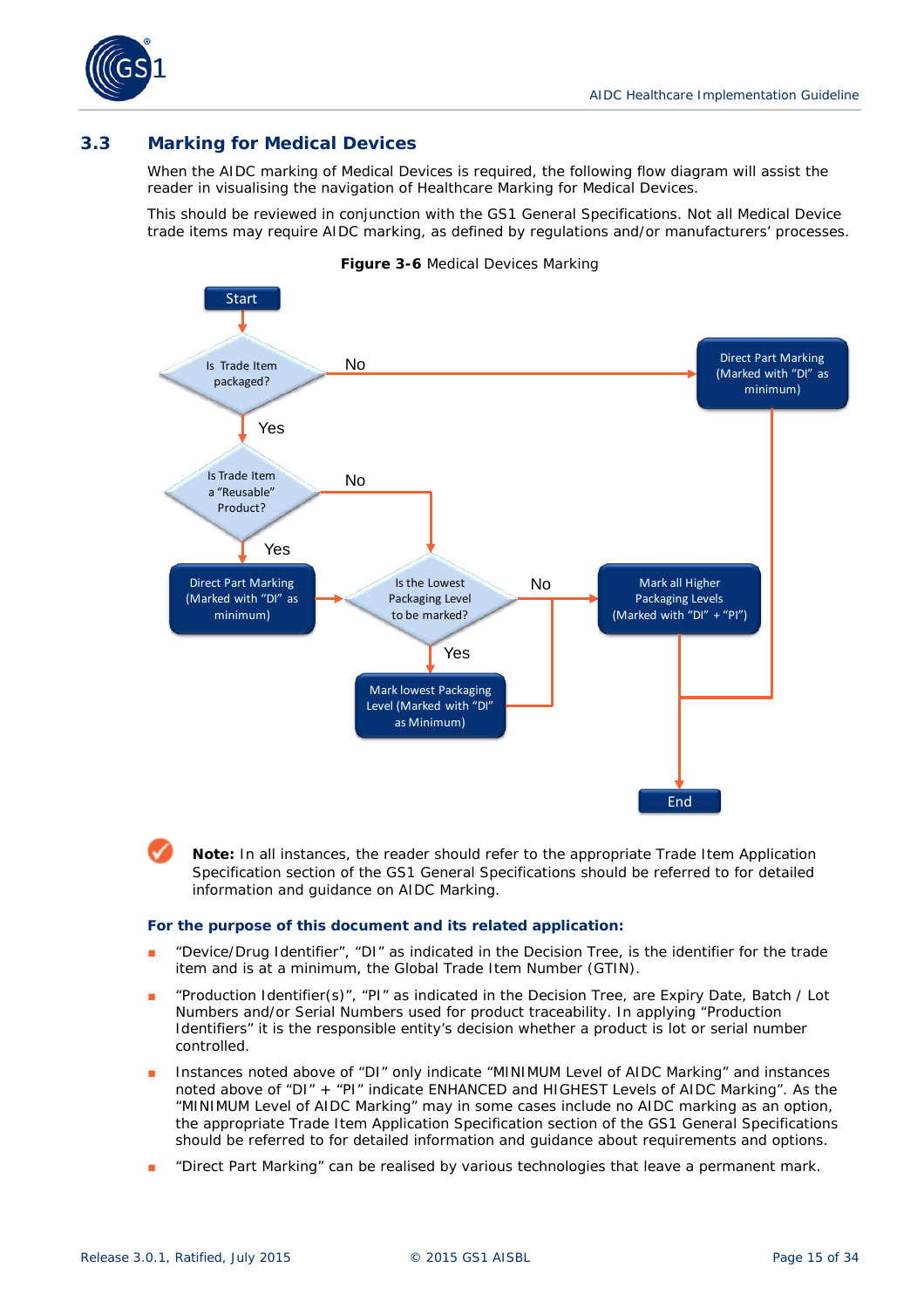## 3.3 Marking for Medical Devices

When the AIDC marking of Medical Devices is required, the following flow diagram will assist the reader in visualising the navigation of Healthcare Marking for Medical Devices.

This should be reviewed in conjunction with the GS1 General Specifications. Not all Medical Device trade items may require AIDC marking, as defined by regulations and/or manufacturers' processes.

**Figure 3-6** Medical Devices Marking

Start

Is Trade Item packaged?

No → Direct Part Marking (Marked with "DI" as minimum)

Yes

Is Trade Item a "Reusable" Product?

No → Is the Lowest Packaging Level to be marked?

Yes → Direct Part Marking (Marked with "DI" as minimum)

Is the Lowest Packaging Level to be marked?

No → Mark all Higher Packaging Levels (Marked with "DI" + "PI")

Yes → Mark lowest Packaging Level (Marked with "DI" as Minimum)

End

> **Note:** In all instances, the reader should refer to the appropriate Trade Item Application Specification section of the GS1 General Specifications should be referred to for detailed information and guidance on AIDC Marking.

**For the purpose of this document and its related application:**

- "Device/Drug Identifier", "DI" as indicated in the Decision Tree, is the identifier for the trade item and is at a minimum, the Global Trade Item Number (GTIN).
- "Production Identifier(s)", "PI" as indicated in the Decision Tree, are Expiry Date, Batch / Lot Numbers and/or Serial Numbers used for product traceability. In applying "Production Identifiers" it is the responsible entity's decision whether a product is lot or serial number controlled.
- Instances noted above of "DI" only indicate "MINIMUM Level of AIDC Marking" and instances noted above of "DI" + "PI" indicate ENHANCED and HIGHEST Levels of AIDC Marking". As the "MINIMUM Level of AIDC Marking" may in some cases include no AIDC marking as an option, the appropriate Trade Item Application Specification section of the GS1 General Specifications should be referred to for detailed information and guidance about requirements and options.
- "Direct Part Marking" can be realised by various technologies that leave a permanent mark.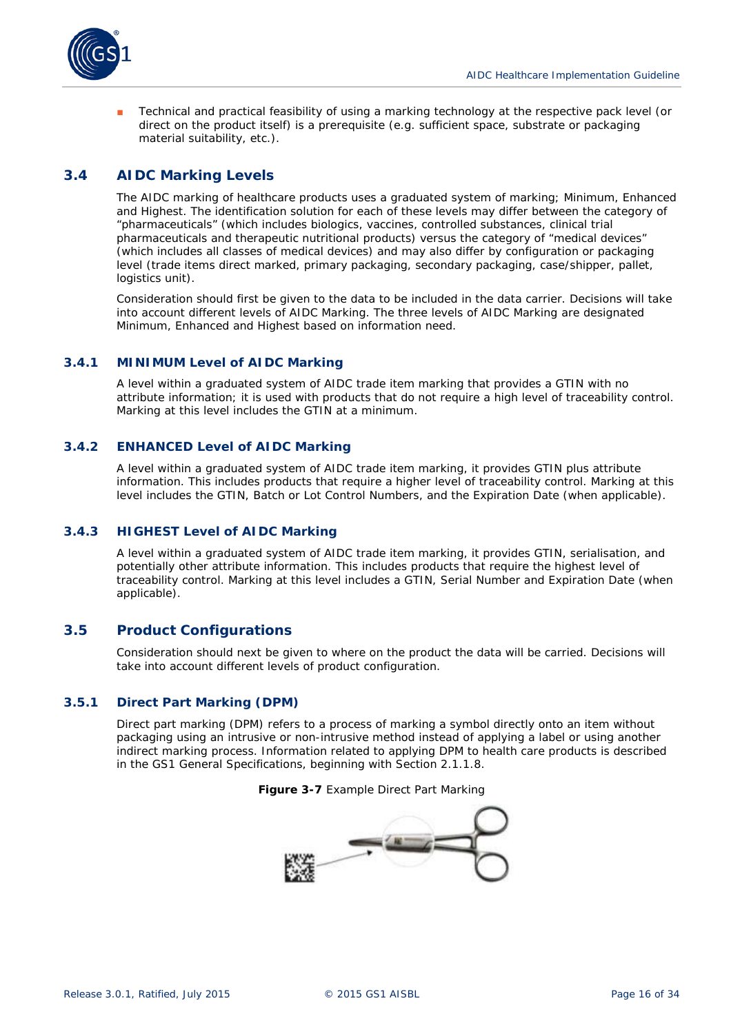- Technical and practical feasibility of using a marking technology at the respective pack level (or direct on the product itself) is a prerequisite (e.g. sufficient space, substrate or packaging material suitability, etc.).

## 3.4 AIDC Marking Levels

The AIDC marking of healthcare products uses a graduated system of marking; Minimum, Enhanced and Highest. The identification solution for each of these levels may differ between the category of "pharmaceuticals" (which includes biologics, vaccines, controlled substances, clinical trial pharmaceuticals and therapeutic nutritional products) versus the category of "medical devices" (which includes all classes of medical devices) and may also differ by configuration or packaging level (trade items direct marked, primary packaging, secondary packaging, case/shipper, pallet, logistics unit).

Consideration should first be given to the data to be included in the data carrier. Decisions will take into account different levels of AIDC Marking. The three levels of AIDC Marking are designated Minimum, Enhanced and Highest based on information need.

### 3.4.1 MINIMUM Level of AIDC Marking

A level within a graduated system of AIDC trade item marking that provides a GTIN with no attribute information; it is used with products that do not require a high level of traceability control. Marking at this level includes the GTIN at a minimum.

### 3.4.2 ENHANCED Level of AIDC Marking

A level within a graduated system of AIDC trade item marking, it provides GTIN plus attribute information. This includes products that require a higher level of traceability control. Marking at this level includes the GTIN, Batch or Lot Control Numbers, and the Expiration Date (when applicable).

### 3.4.3 HIGHEST Level of AIDC Marking

A level within a graduated system of AIDC trade item marking, it provides GTIN, serialisation, and potentially other attribute information. This includes products that require the highest level of traceability control. Marking at this level includes a GTIN, Serial Number and Expiration Date (when applicable).

## 3.5 Product Configurations

Consideration should next be given to where on the product the data will be carried. Decisions will take into account different levels of product configuration.

### 3.5.1 Direct Part Marking (DPM)

Direct part marking (DPM) refers to a process of marking a symbol directly onto an item without packaging using an intrusive or non-intrusive method instead of applying a label or using another indirect marking process. Information related to applying DPM to health care products is described in the GS1 General Specifications, beginning with Section 2.1.1.8.

**Figure 3-7** Example Direct Part Marking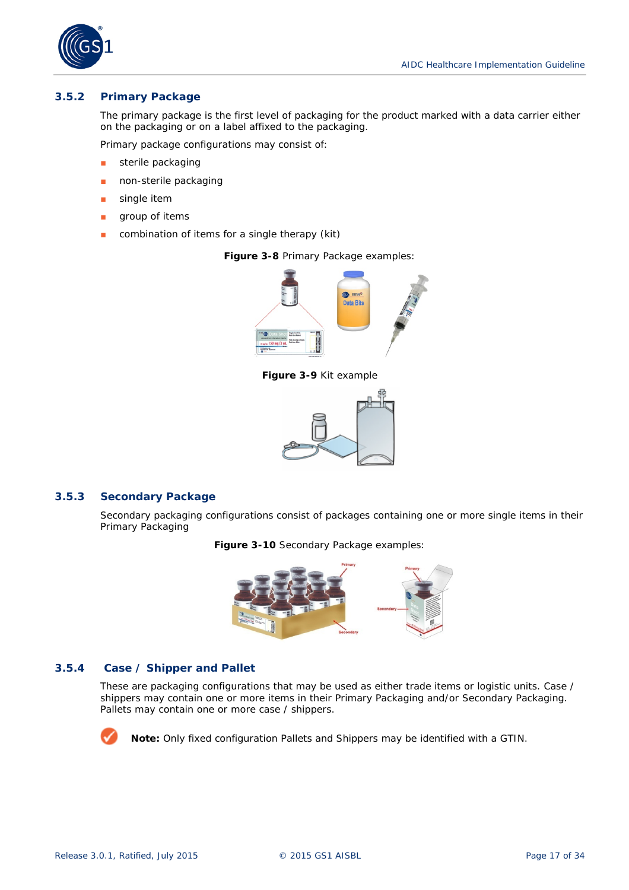### 3.5.2 Primary Package

The primary package is the first level of packaging for the product marked with a data carrier either on the packaging or on a label affixed to the packaging.

Primary package configurations may consist of:

- sterile packaging
- non-sterile packaging
- single item
- group of items
- combination of items for a single therapy (kit)

**Figure 3-8** Primary Package examples:

**Figure 3-9** Kit example

### 3.5.3 Secondary Package

Secondary packaging configurations consist of packages containing one or more single items in their Primary Packaging

**Figure 3-10** Secondary Package examples:

### 3.5.4 Case / Shipper and Pallet

These are packaging configurations that may be used as either trade items or logistic units. Case / shippers may contain one or more items in their Primary Packaging and/or Secondary Packaging. Pallets may contain one or more case / shippers.

**Note:** Only fixed configuration Pallets and Shippers may be identified with a GTIN.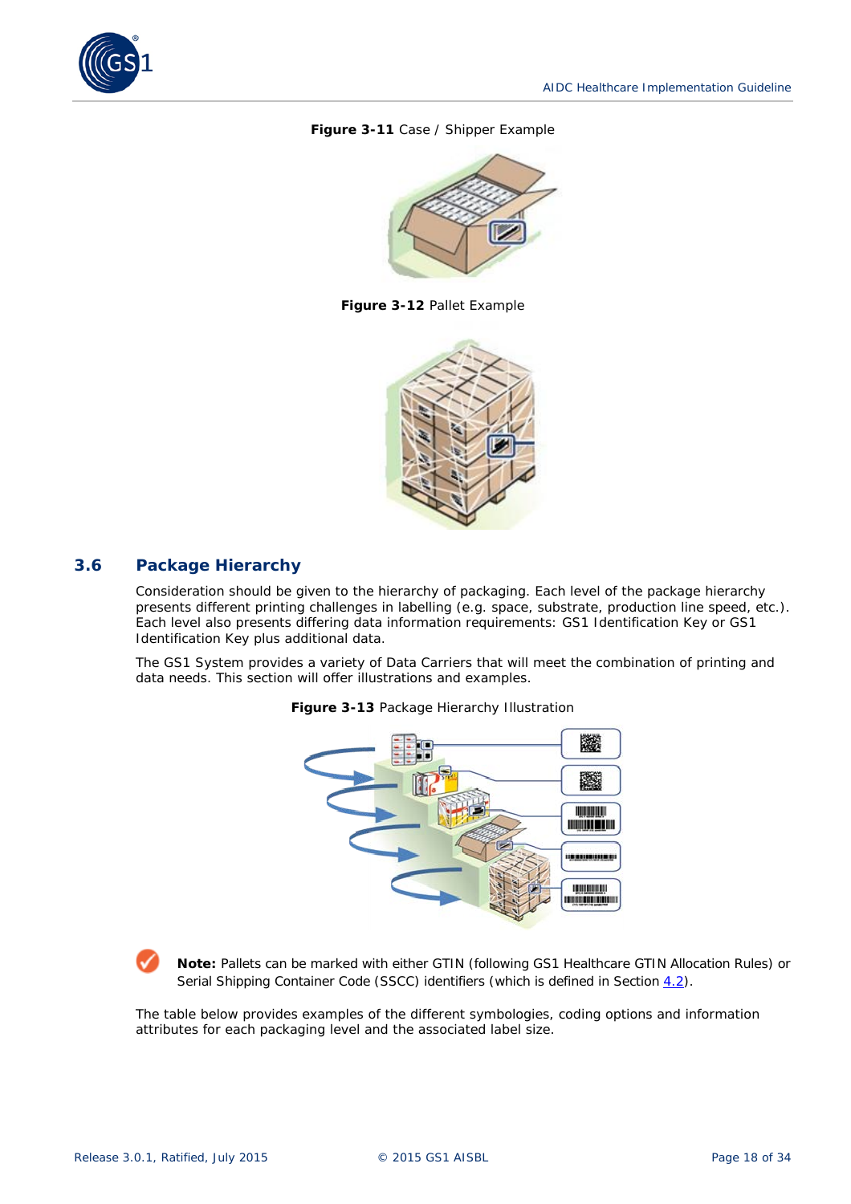**Figure 3-11** Case / Shipper Example

**Figure 3-12** Pallet Example

## 3.6 Package Hierarchy

Consideration should be given to the hierarchy of packaging. Each level of the package hierarchy presents different printing challenges in labelling (e.g. space, substrate, production line speed, etc.). Each level also presents differing data information requirements: GS1 Identification Key or GS1 Identification Key plus additional data.

The GS1 System provides a variety of Data Carriers that will meet the combination of printing and data needs. This section will offer illustrations and examples.

**Figure 3-13** Package Hierarchy Illustration

**Note:** Pallets can be marked with either GTIN (following GS1 Healthcare GTIN Allocation Rules) or Serial Shipping Container Code (SSCC) identifiers (which is defined in Section 4.2).

The table below provides examples of the different symbologies, coding options and information attributes for each packaging level and the associated label size.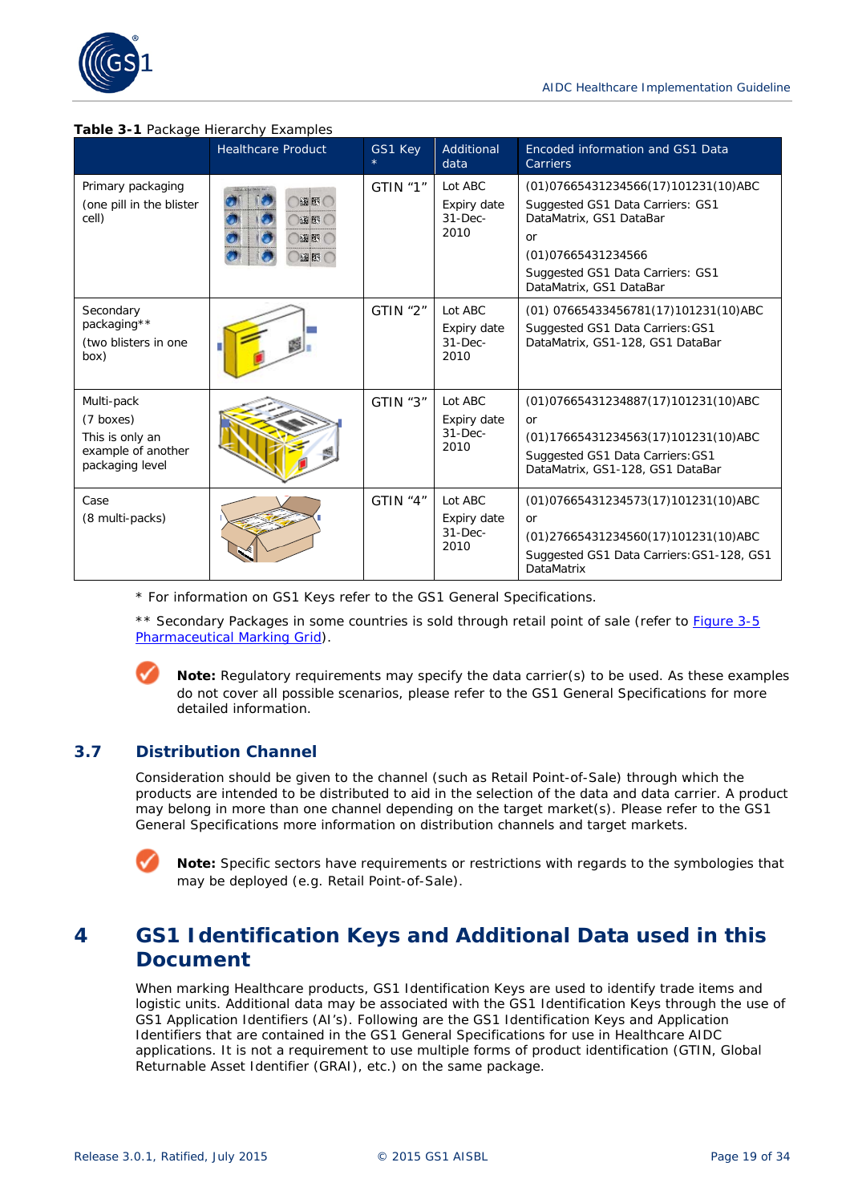**Table 3-1** Package Hierarchy Examples

| | Healthcare Product | GS1 Key * | Additional data | Encoded information and GS1 Data Carriers |
|---|---|---|---|---|
| Primary packaging<br>(one pill in the blister cell) | | GTIN "1" | Lot ABC<br>Expiry date 31-Dec-2010 | (01)07665431234566(17)101231(10)ABC<br>Suggested GS1 Data Carriers: GS1 DataMatrix, GS1 DataBar<br>or<br>(01)07665431234566<br>Suggested GS1 Data Carriers: GS1 DataMatrix, GS1 DataBar |
| Secondary packaging**<br>(two blisters in one box) | | GTIN "2" | Lot ABC<br>Expiry date 31-Dec-2010 | (01) 07665433456781(17)101231(10)ABC<br>Suggested GS1 Data Carriers: GS1 DataMatrix, GS1-128, GS1 DataBar |
| Multi-pack<br>(7 boxes)<br>This is only an example of another packaging level | | GTIN "3" | Lot ABC<br>Expiry date 31-Dec-2010 | (01)07665431234887(17)101231(10)ABC<br>or<br>(01)17665431234563(17)101231(10)ABC<br>Suggested GS1 Data Carriers: GS1 DataMatrix, GS1-128, GS1 DataBar |
| Case<br>(8 multi-packs) | | GTIN "4" | Lot ABC<br>Expiry date 31-Dec-2010 | (01)07665431234573(17)101231(10)ABC<br>or<br>(01)27665431234560(17)101231(10)ABC<br>Suggested GS1 Data Carriers: GS1-128, GS1 DataMatrix |

* For information on GS1 Keys refer to the GS1 General Specifications.

** Secondary Packages in some countries is sold through retail point of sale (refer to Figure 3-5 Pharmaceutical Marking Grid).

**Note:** Regulatory requirements may specify the data carrier(s) to be used. As these examples do not cover all possible scenarios, please refer to the GS1 General Specifications for more detailed information.

## 3.7 Distribution Channel

Consideration should be given to the channel (such as Retail Point-of-Sale) through which the products are intended to be distributed to aid in the selection of the data and data carrier. A product may belong in more than one channel depending on the target market(s). Please refer to the GS1 General Specifications more information on distribution channels and target markets.

**Note:** Specific sectors have requirements or restrictions with regards to the symbologies that may be deployed (e.g. Retail Point-of-Sale).

# 4 GS1 Identification Keys and Additional Data used in this Document

When marking Healthcare products, GS1 Identification Keys are used to identify trade items and logistic units. Additional data may be associated with the GS1 Identification Keys through the use of GS1 Application Identifiers (AI's). Following are the GS1 Identification Keys and Application Identifiers that are contained in the GS1 General Specifications for use in Healthcare AIDC applications. It is not a requirement to use multiple forms of product identification (GTIN, Global Returnable Asset Identifier (GRAI), etc.) on the same package.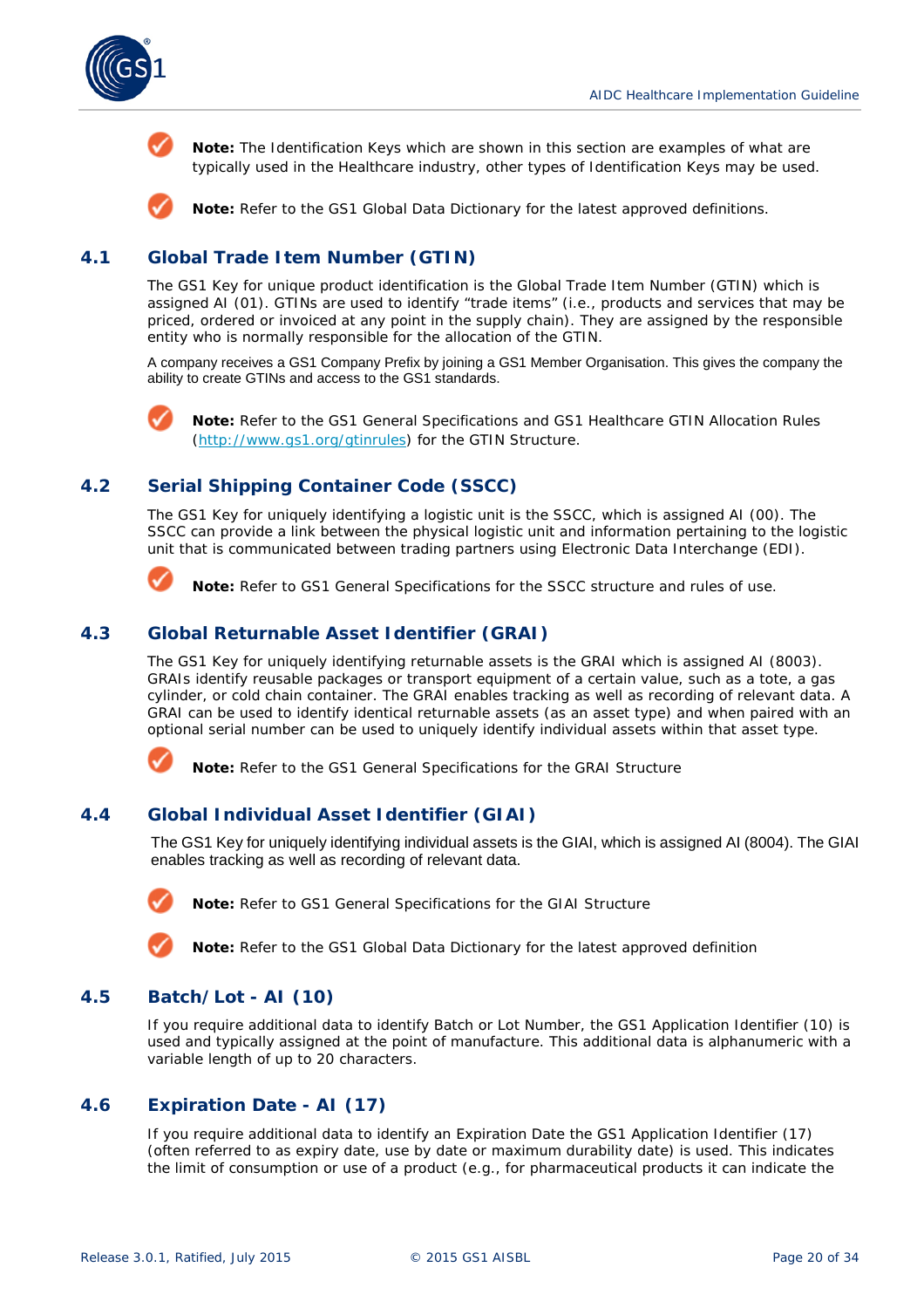**Note:** The Identification Keys which are shown in this section are examples of what are typically used in the Healthcare industry, other types of Identification Keys may be used.

**Note:** Refer to the GS1 Global Data Dictionary for the latest approved definitions.

## 4.1 Global Trade Item Number (GTIN)

The GS1 Key for unique product identification is the Global Trade Item Number (GTIN) which is assigned AI (01). GTINs are used to identify "trade items" (i.e., products and services that may be priced, ordered or invoiced at any point in the supply chain). They are assigned by the responsible entity who is normally responsible for the allocation of the GTIN.

A company receives a GS1 Company Prefix by joining a GS1 Member Organisation. This gives the company the ability to create GTINs and access to the GS1 standards.

**Note:** Refer to the GS1 General Specifications and GS1 Healthcare GTIN Allocation Rules (http://www.gs1.org/gtinrules) for the GTIN Structure.

## 4.2 Serial Shipping Container Code (SSCC)

The GS1 Key for uniquely identifying a logistic unit is the SSCC, which is assigned AI (00). The SSCC can provide a link between the physical logistic unit and information pertaining to the logistic unit that is communicated between trading partners using Electronic Data Interchange (EDI).

**Note:** Refer to GS1 General Specifications for the SSCC structure and rules of use.

## 4.3 Global Returnable Asset Identifier (GRAI)

The GS1 Key for uniquely identifying returnable assets is the GRAI which is assigned AI (8003). GRAIs identify reusable packages or transport equipment of a certain value, such as a tote, a gas cylinder, or cold chain container. The GRAI enables tracking as well as recording of relevant data. A GRAI can be used to identify identical returnable assets (as an asset type) and when paired with an optional serial number can be used to uniquely identify individual assets within that asset type.

**Note:** Refer to the GS1 General Specifications for the GRAI Structure

## 4.4 Global Individual Asset Identifier (GIAI)

The GS1 Key for uniquely identifying individual assets is the GIAI, which is assigned AI (8004). The GIAI enables tracking as well as recording of relevant data.

**Note:** Refer to GS1 General Specifications for the GIAI Structure

**Note:** Refer to the GS1 Global Data Dictionary for the latest approved definition

## 4.5 Batch/Lot - AI (10)

If you require additional data to identify Batch or Lot Number, the GS1 Application Identifier (10) is used and typically assigned at the point of manufacture. This additional data is alphanumeric with a variable length of up to 20 characters.

## 4.6 Expiration Date - AI (17)

If you require additional data to identify an Expiration Date the GS1 Application Identifier (17) (often referred to as expiry date, use by date or maximum durability date) is used. This indicates the limit of consumption or use of a product (e.g., for pharmaceutical products it can indicate the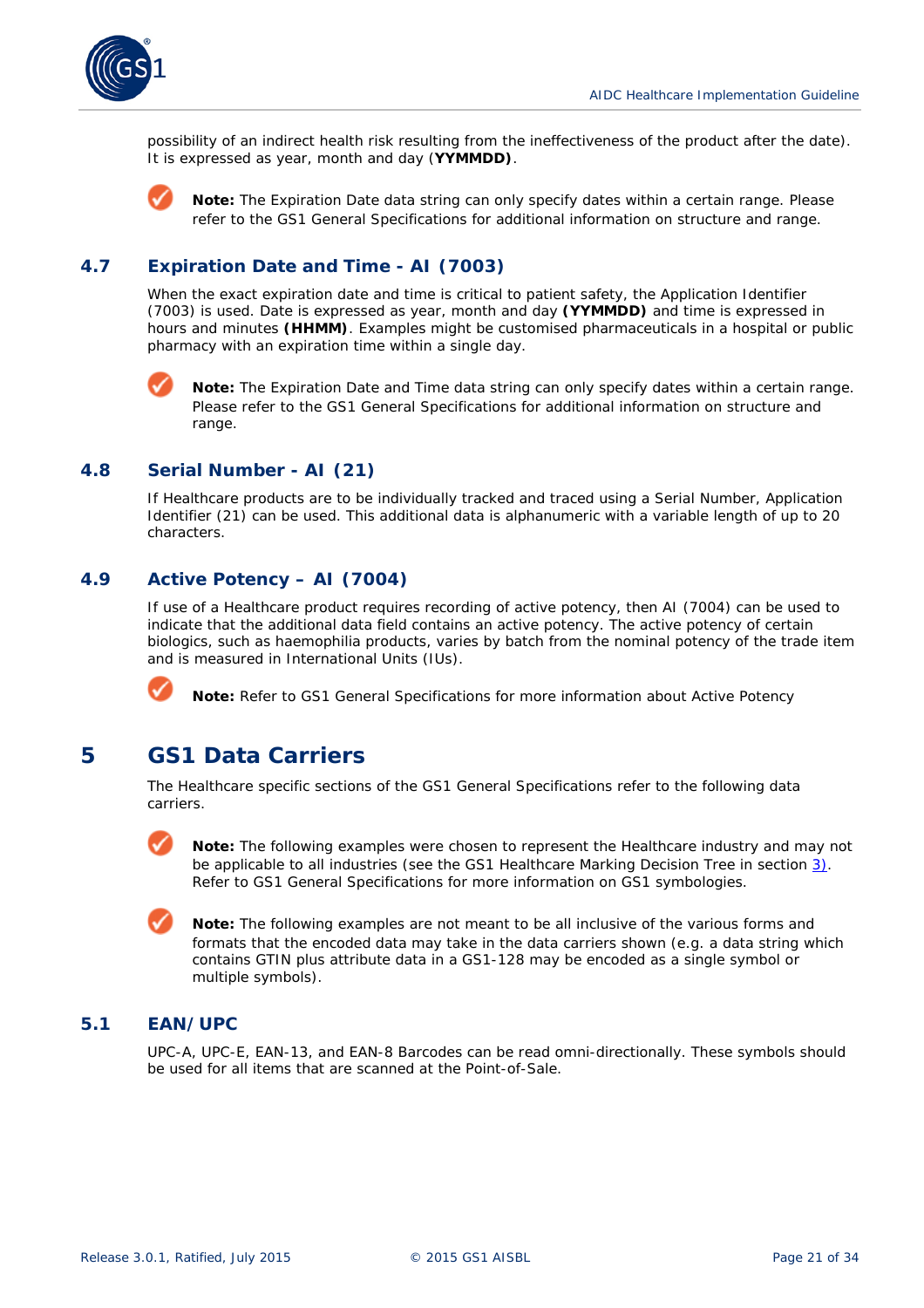possibility of an indirect health risk resulting from the ineffectiveness of the product after the date). It is expressed as year, month and day (**YYMMDD)**.

**Note:** The Expiration Date data string can only specify dates within a certain range. Please refer to the GS1 General Specifications for additional information on structure and range.

## 4.7 Expiration Date and Time - AI (7003)

When the exact expiration date and time is critical to patient safety, the Application Identifier (7003) is used. Date is expressed as year, month and day **(YYMMDD)** and time is expressed in hours and minutes **(HHMM)**. Examples might be customised pharmaceuticals in a hospital or public pharmacy with an expiration time within a single day.

**Note:** The Expiration Date and Time data string can only specify dates within a certain range. Please refer to the GS1 General Specifications for additional information on structure and range.

## 4.8 Serial Number - AI (21)

If Healthcare products are to be individually tracked and traced using a Serial Number, Application Identifier (21) can be used. This additional data is alphanumeric with a variable length of up to 20 characters.

## 4.9 Active Potency – AI (7004)

If use of a Healthcare product requires recording of active potency, then AI (7004) can be used to indicate that the additional data field contains an active potency. The active potency of certain biologics, such as haemophilia products, varies by batch from the nominal potency of the trade item and is measured in International Units (IUs).

**Note:** Refer to GS1 General Specifications for more information about Active Potency

# 5 GS1 Data Carriers

The Healthcare specific sections of the GS1 General Specifications refer to the following data carriers.

**Note:** The following examples were chosen to represent the Healthcare industry and may not be applicable to all industries (see the GS1 Healthcare Marking Decision Tree in section 3). Refer to GS1 General Specifications for more information on GS1 symbologies.

**Note:** The following examples are not meant to be all inclusive of the various forms and formats that the encoded data may take in the data carriers shown (e.g. a data string which contains GTIN plus attribute data in a GS1-128 may be encoded as a single symbol or multiple symbols).

## 5.1 EAN/UPC

UPC-A, UPC-E, EAN-13, and EAN-8 Barcodes can be read omni-directionally. These symbols should be used for all items that are scanned at the Point-of-Sale.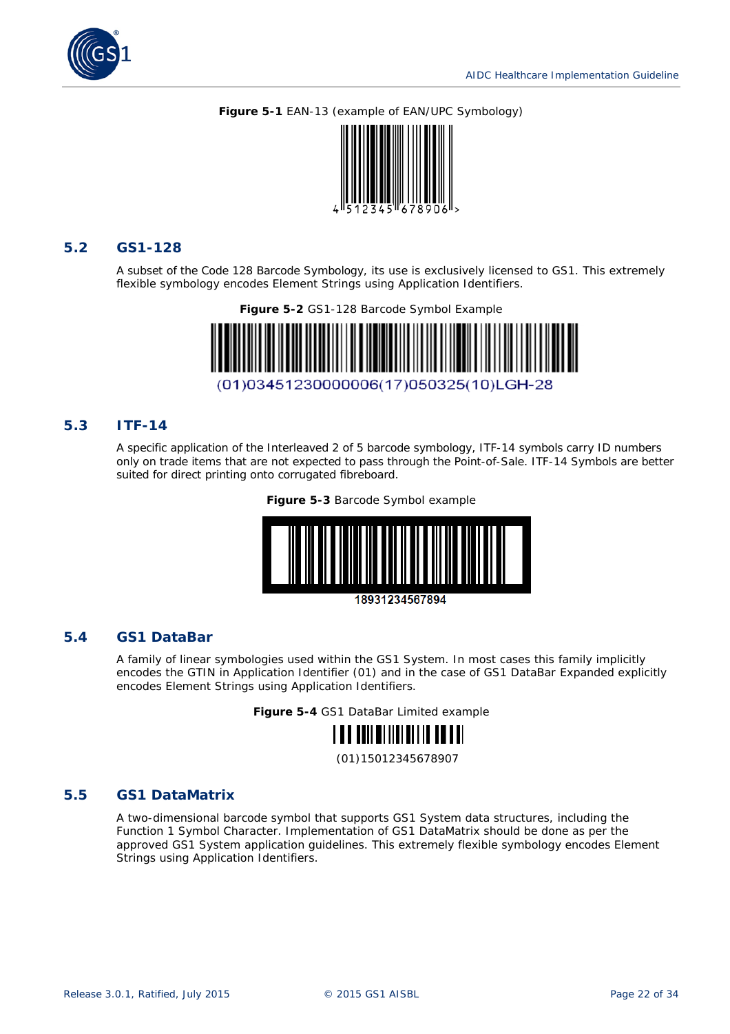**Figure 5-1** EAN-13 (example of EAN/UPC Symbology)

4 512345 678906 >

## 5.2 GS1-128

A subset of the Code 128 Barcode Symbology, its use is exclusively licensed to GS1. This extremely flexible symbology encodes Element Strings using Application Identifiers.

**Figure 5-2** GS1-128 Barcode Symbol Example

(01)03451230000006(17)050325(10)LGH-28

## 5.3 ITF-14

A specific application of the Interleaved 2 of 5 barcode symbology, ITF-14 symbols carry ID numbers only on trade items that are not expected to pass through the Point-of-Sale. ITF-14 Symbols are better suited for direct printing onto corrugated fibreboard.

**Figure 5-3** Barcode Symbol example

18931234567894

## 5.4 GS1 DataBar

A family of linear symbologies used within the GS1 System. In most cases this family implicitly encodes the GTIN in Application Identifier (01) and in the case of GS1 DataBar Expanded explicitly encodes Element Strings using Application Identifiers.

**Figure 5-4** GS1 DataBar Limited example

(01)15012345678907

## 5.5 GS1 DataMatrix

A two-dimensional barcode symbol that supports GS1 System data structures, including the Function 1 Symbol Character. Implementation of GS1 DataMatrix should be done as per the approved GS1 System application guidelines. This extremely flexible symbology encodes Element Strings using Application Identifiers.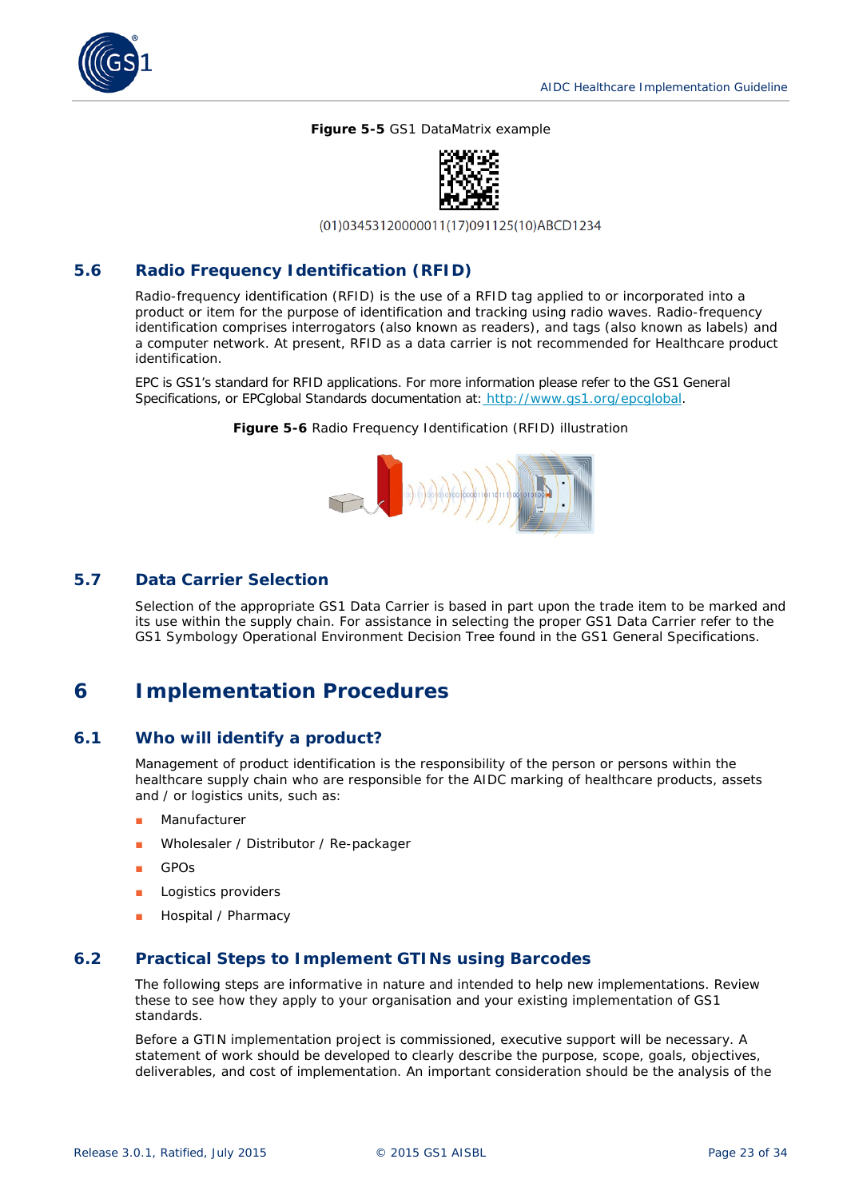**Figure 5-5** GS1 DataMatrix example

(01)03453120000011(17)091125(10)ABCD1234

## 5.6 Radio Frequency Identification (RFID)

Radio-frequency identification (RFID) is the use of a RFID tag applied to or incorporated into a product or item for the purpose of identification and tracking using radio waves. Radio-frequency identification comprises interrogators (also known as readers), and tags (also known as labels) and a computer network. At present, RFID as a data carrier is not recommended for Healthcare product identification.

EPC is GS1's standard for RFID applications. For more information please refer to the GS1 General Specifications, or EPCglobal Standards documentation at: http://www.gs1.org/epcglobal.

**Figure 5-6** Radio Frequency Identification (RFID) illustration

## 5.7 Data Carrier Selection

Selection of the appropriate GS1 Data Carrier is based in part upon the trade item to be marked and its use within the supply chain. For assistance in selecting the proper GS1 Data Carrier refer to the GS1 Symbology Operational Environment Decision Tree found in the GS1 General Specifications.

# 6 Implementation Procedures

## 6.1 Who will identify a product?

Management of product identification is the responsibility of the person or persons within the healthcare supply chain who are responsible for the AIDC marking of healthcare products, assets and / or logistics units, such as:

- Manufacturer
- Wholesaler / Distributor / Re-packager
- GPOs
- Logistics providers
- Hospital / Pharmacy

## 6.2 Practical Steps to Implement GTINs using Barcodes

The following steps are informative in nature and intended to help new implementations. Review these to see how they apply to your organisation and your existing implementation of GS1 standards.

Before a GTIN implementation project is commissioned, executive support will be necessary. A statement of work should be developed to clearly describe the purpose, scope, goals, objectives, deliverables, and cost of implementation. An important consideration should be the analysis of the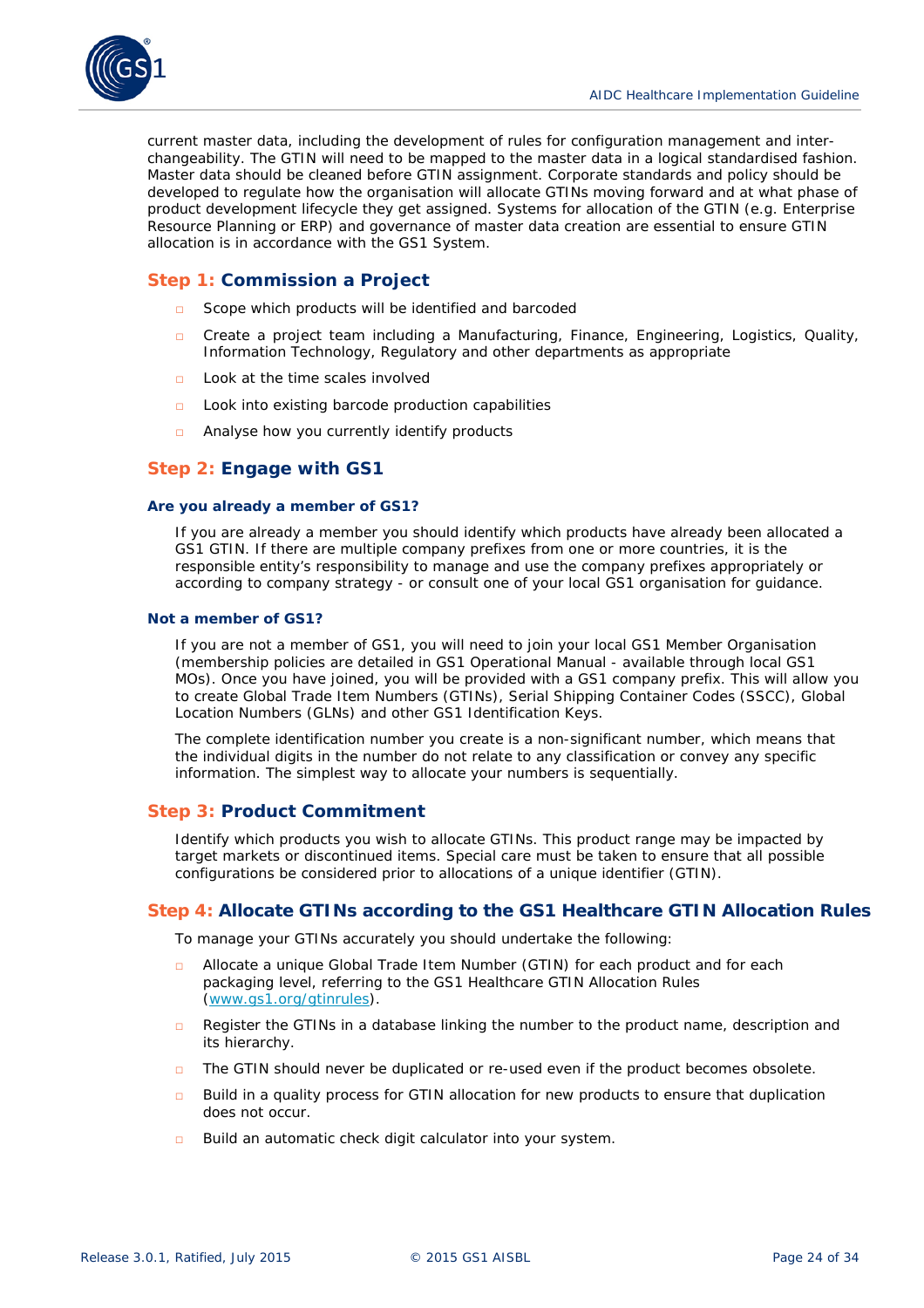current master data, including the development of rules for configuration management and inter-changeability. The GTIN will need to be mapped to the master data in a logical standardised fashion. Master data should be cleaned before GTIN assignment. Corporate standards and policy should be developed to regulate how the organisation will allocate GTINs moving forward and at what phase of product development lifecycle they get assigned. Systems for allocation of the GTIN (e.g. Enterprise Resource Planning or ERP) and governance of master data creation are essential to ensure GTIN allocation is in accordance with the GS1 System.

## Step 1: Commission a Project

- Scope which products will be identified and barcoded
- Create a project team including a Manufacturing, Finance, Engineering, Logistics, Quality, Information Technology, Regulatory and other departments as appropriate
- Look at the time scales involved
- Look into existing barcode production capabilities
- Analyse how you currently identify products

## Step 2: Engage with GS1

### Are you already a member of GS1?

If you are already a member you should identify which products have already been allocated a GS1 GTIN. If there are multiple company prefixes from one or more countries, it is the responsible entity's responsibility to manage and use the company prefixes appropriately or according to company strategy - or consult one of your local GS1 organisation for guidance.

### Not a member of GS1?

If you are not a member of GS1, you will need to join your local GS1 Member Organisation (membership policies are detailed in GS1 Operational Manual - available through local GS1 MOs). Once you have joined, you will be provided with a GS1 company prefix. This will allow you to create Global Trade Item Numbers (GTINs), Serial Shipping Container Codes (SSCC), Global Location Numbers (GLNs) and other GS1 Identification Keys.

The complete identification number you create is a non-significant number, which means that the individual digits in the number do not relate to any classification or convey any specific information. The simplest way to allocate your numbers is sequentially.

## Step 3: Product Commitment

Identify which products you wish to allocate GTINs. This product range may be impacted by target markets or discontinued items. Special care must be taken to ensure that all possible configurations be considered prior to allocations of a unique identifier (GTIN).

## Step 4: Allocate GTINs according to the GS1 Healthcare GTIN Allocation Rules

To manage your GTINs accurately you should undertake the following:

- Allocate a unique Global Trade Item Number (GTIN) for each product and for each packaging level, referring to the GS1 Healthcare GTIN Allocation Rules (www.gs1.org/gtinrules).
- Register the GTINs in a database linking the number to the product name, description and its hierarchy.
- The GTIN should never be duplicated or re-used even if the product becomes obsolete.
- Build in a quality process for GTIN allocation for new products to ensure that duplication does not occur.
- Build an automatic check digit calculator into your system.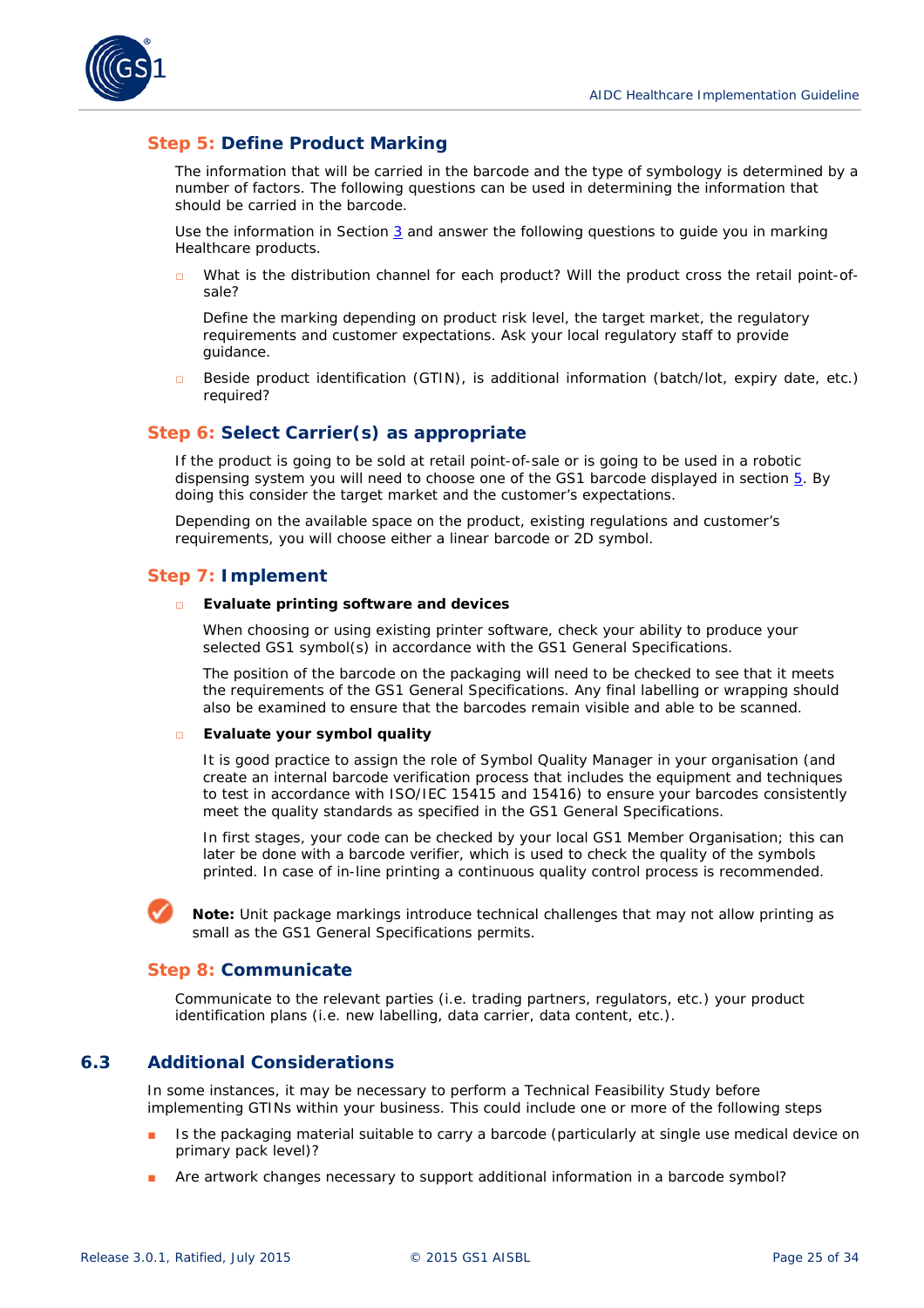### Step 5: Define Product Marking

The information that will be carried in the barcode and the type of symbology is determined by a number of factors. The following questions can be used in determining the information that should be carried in the barcode.

Use the information in Section 3 and answer the following questions to guide you in marking Healthcare products.

- What is the distribution channel for each product? Will the product cross the retail point-of-sale?

  Define the marking depending on product risk level, the target market, the regulatory requirements and customer expectations. Ask your local regulatory staff to provide guidance.

- Beside product identification (GTIN), is additional information (batch/lot, expiry date, etc.) required?

### Step 6: Select Carrier(s) as appropriate

If the product is going to be sold at retail point-of-sale or is going to be used in a robotic dispensing system you will need to choose one of the GS1 barcode displayed in section 5. By doing this consider the target market and the customer's expectations.

Depending on the available space on the product, existing regulations and customer's requirements, you will choose either a linear barcode or 2D symbol.

### Step 7: Implement

- **Evaluate printing software and devices**

  When choosing or using existing printer software, check your ability to produce your selected GS1 symbol(s) in accordance with the GS1 General Specifications.

  The position of the barcode on the packaging will need to be checked to see that it meets the requirements of the GS1 General Specifications. Any final labelling or wrapping should also be examined to ensure that the barcodes remain visible and able to be scanned.

- **Evaluate your symbol quality**

  It is good practice to assign the role of Symbol Quality Manager in your organisation (and create an internal barcode verification process that includes the equipment and techniques to test in accordance with ISO/IEC 15415 and 15416) to ensure your barcodes consistently meet the quality standards as specified in the GS1 General Specifications.

  In first stages, your code can be checked by your local GS1 Member Organisation; this can later be done with a barcode verifier, which is used to check the quality of the symbols printed. In case of in-line printing a continuous quality control process is recommended.

**Note:** Unit package markings introduce technical challenges that may not allow printing as small as the GS1 General Specifications permits.

### Step 8: Communicate

Communicate to the relevant parties (i.e. trading partners, regulators, etc.) your product identification plans (i.e. new labelling, data carrier, data content, etc.).

## 6.3 Additional Considerations

In some instances, it may be necessary to perform a Technical Feasibility Study before implementing GTINs within your business. This could include one or more of the following steps

- Is the packaging material suitable to carry a barcode (particularly at single use medical device on primary pack level)?
- Are artwork changes necessary to support additional information in a barcode symbol?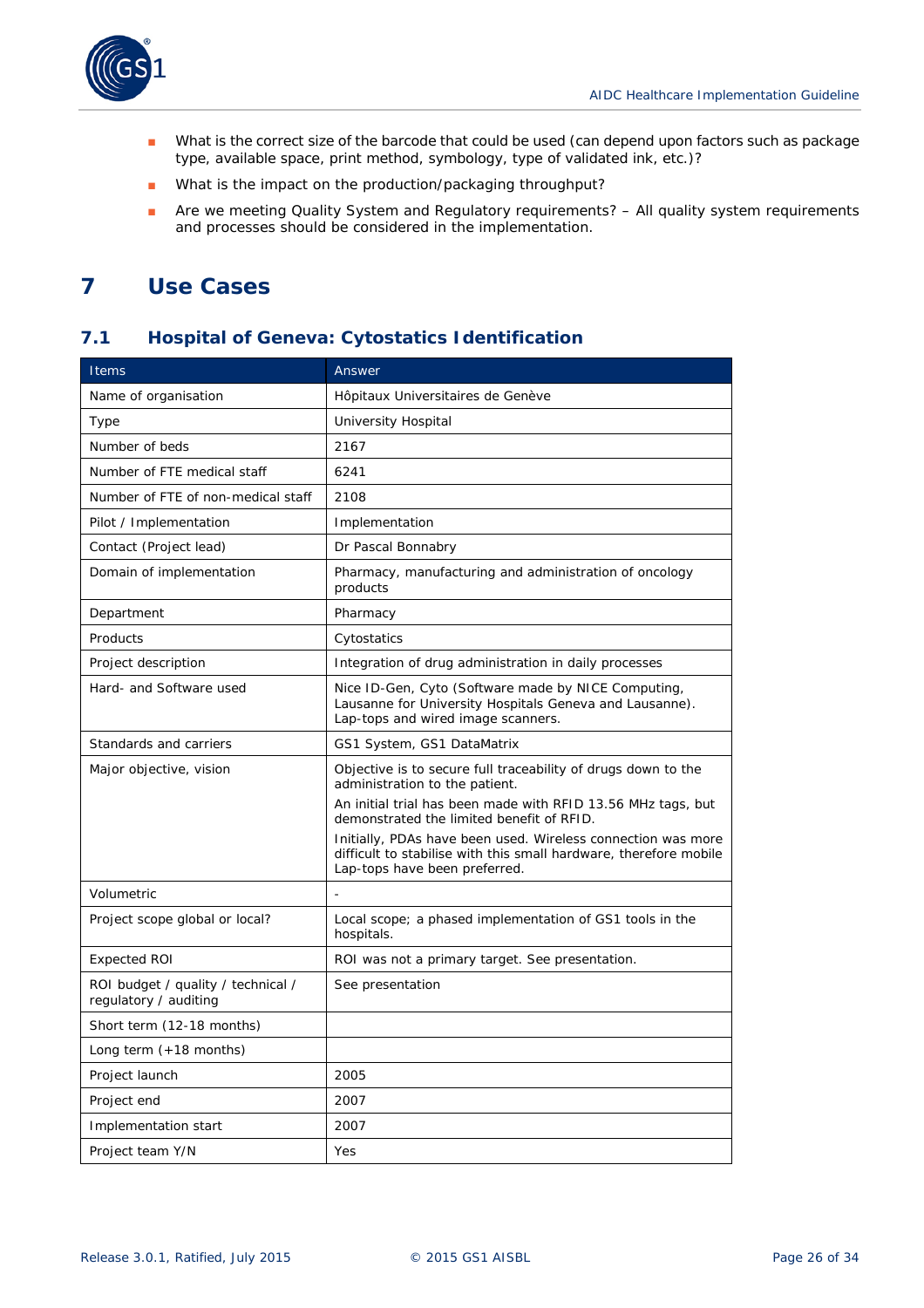- What is the correct size of the barcode that could be used (can depend upon factors such as package type, available space, print method, symbology, type of validated ink, etc.)?
- What is the impact on the production/packaging throughput?
- Are we meeting Quality System and Regulatory requirements? – All quality system requirements and processes should be considered in the implementation.

# 7 Use Cases

## 7.1 Hospital of Geneva: Cytostatics Identification

| Items | Answer |
|---|---|
| Name of organisation | Hôpitaux Universitaires de Genève |
| Type | University Hospital |
| Number of beds | 2167 |
| Number of FTE medical staff | 6241 |
| Number of FTE of non-medical staff | 2108 |
| Pilot / Implementation | Implementation |
| Contact (Project lead) | Dr Pascal Bonnabry |
| Domain of implementation | Pharmacy, manufacturing and administration of oncology products |
| Department | Pharmacy |
| Products | Cytostatics |
| Project description | Integration of drug administration in daily processes |
| Hard- and Software used | Nice ID-Gen, Cyto (Software made by NICE Computing, Lausanne for University Hospitals Geneva and Lausanne). Lap-tops and wired image scanners. |
| Standards and carriers | GS1 System, GS1 DataMatrix |
| Major objective, vision | Objective is to secure full traceability of drugs down to the administration to the patient. An initial trial has been made with RFID 13.56 MHz tags, but demonstrated the limited benefit of RFID. Initially, PDAs have been used. Wireless connection was more difficult to stabilise with this small hardware, therefore mobile Lap-tops have been preferred. |
| Volumetric | - |
| Project scope global or local? | Local scope; a phased implementation of GS1 tools in the hospitals. |
| Expected ROI | ROI was not a primary target. See presentation. |
| ROI budget / quality / technical / regulatory / auditing | See presentation |
| Short term (12-18 months) | |
| Long term (+18 months) | |
| Project launch | 2005 |
| Project end | 2007 |
| Implementation start | 2007 |
| Project team Y/N | Yes |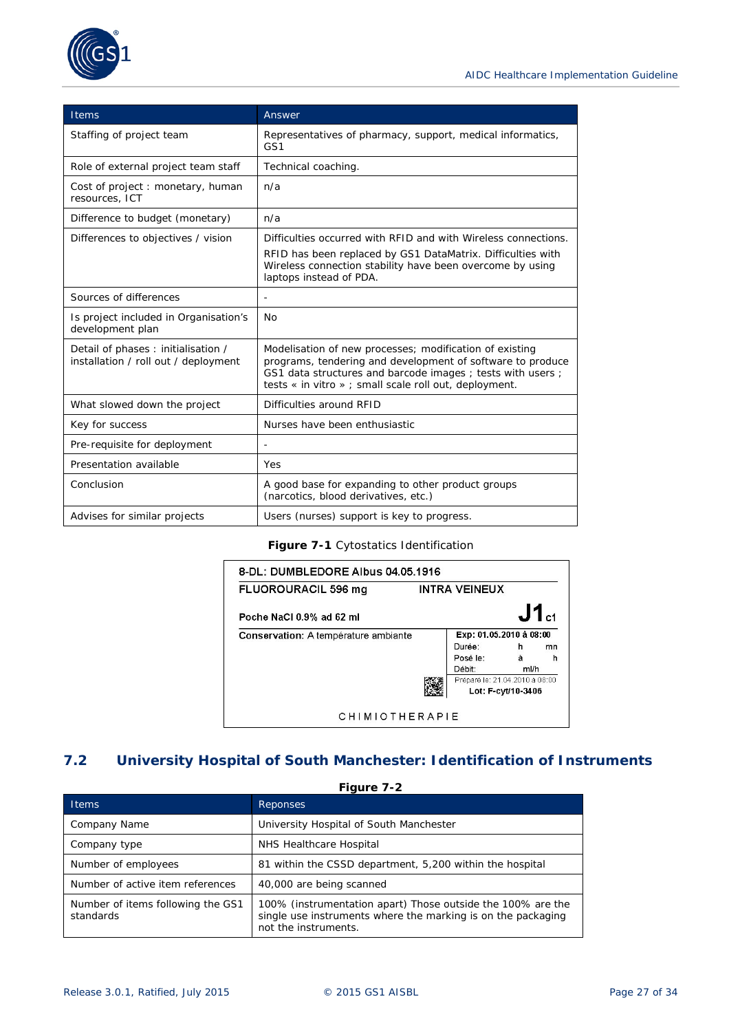| Items | Answer |
| --- | --- |
| Staffing of project team | Representatives of pharmacy, support, medical informatics, GS1 |
| Role of external project team staff | Technical coaching. |
| Cost of project : monetary, human resources, ICT | n/a |
| Difference to budget (monetary) | n/a |
| Differences to objectives / vision | Difficulties occurred with RFID and with Wireless connections. RFID has been replaced by GS1 DataMatrix. Difficulties with Wireless connection stability have been overcome by using laptops instead of PDA. |
| Sources of differences | - |
| Is project included in Organisation's development plan | No |
| Detail of phases : initialisation / installation / roll out / deployment | Modelisation of new processes; modification of existing programs, tendering and development of software to produce GS1 data structures and barcode images ; tests with users ; tests « in vitro » ; small scale roll out, deployment. |
| What slowed down the project | Difficulties around RFID |
| Key for success | Nurses have been enthusiastic |
| Pre-requisite for deployment | - |
| Presentation available | Yes |
| Conclusion | A good base for expanding to other product groups (narcotics, blood derivatives, etc.) |
| Advises for similar projects | Users (nurses) support is key to progress. |

**Figure 7-1** Cytostatics Identification

8-DL: DUMBLEDORE Albus 04.05.1916
FLUOROURACIL 596 mg INTRA VEINEUX
Poche NaCl 0.9% ad 62 ml J1 c1
Conservation: A température ambiante
Exp: 01.05.2010 à 08:00
Durée: h mn
Posé le: à h
Débit: ml/h
Préparé le: 21.04.2010 à 08:00
Lot: F-cyt/10-3406
CHIMIOTHERAPIE

## 7.2 University Hospital of South Manchester: Identification of Instruments

**Figure 7-2**

| Items | Reponses |
| --- | --- |
| Company Name | University Hospital of South Manchester |
| Company type | NHS Healthcare Hospital |
| Number of employees | 81 within the CSSD department, 5,200 within the hospital |
| Number of active item references | 40,000 are being scanned |
| Number of items following the GS1 standards | 100% (instrumentation apart) Those outside the 100% are the single use instruments where the marking is on the packaging not the instruments. |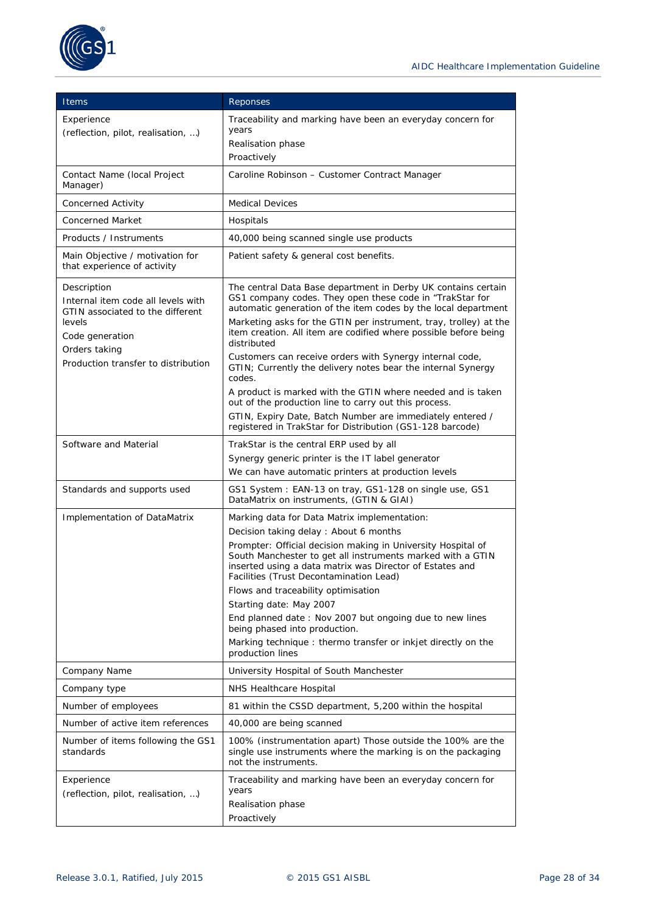| Items | Reponses |
|---|---|
| Experience<br>(reflection, pilot, realisation, …) | Traceability and marking have been an everyday concern for years<br>Realisation phase<br>Proactively |
| Contact Name (local Project Manager) | Caroline Robinson – Customer Contract Manager |
| Concerned Activity | Medical Devices |
| Concerned Market | Hospitals |
| Products / Instruments | 40,000 being scanned single use products |
| Main Objective / motivation for that experience of activity | Patient safety & general cost benefits. |
| Description<br>Internal item code all levels with GTIN associated to the different levels<br>Code generation<br>Orders taking<br>Production transfer to distribution | The central Data Base department in Derby UK contains certain GS1 company codes. They open these code in "TrakStar for automatic generation of the item codes by the local department<br>Marketing asks for the GTIN per instrument, tray, trolley) at the item creation. All item are codified where possible before being distributed<br>Customers can receive orders with Synergy internal code, GTIN; Currently the delivery notes bear the internal Synergy codes.<br>A product is marked with the GTIN where needed and is taken out of the production line to carry out this process.<br>GTIN, Expiry Date, Batch Number are immediately entered / registered in TrakStar for Distribution (GS1-128 barcode) |
| Software and Material | TrakStar is the central ERP used by all<br>Synergy generic printer is the IT label generator<br>We can have automatic printers at production levels |
| Standards and supports used | GS1 System : EAN-13 on tray, GS1-128 on single use, GS1 DataMatrix on instruments, (GTIN & GIAI) |
| Implementation of DataMatrix | Marking data for Data Matrix implementation:<br>Decision taking delay : About 6 months<br>Prompter: Official decision making in University Hospital of South Manchester to get all instruments marked with a GTIN inserted using a data matrix was Director of Estates and Facilities (Trust Decontamination Lead)<br>Flows and traceability optimisation<br>Starting date: May 2007<br>End planned date : Nov 2007 but ongoing due to new lines being phased into production.<br>Marking technique : thermo transfer or inkjet directly on the production lines |
| Company Name | University Hospital of South Manchester |
| Company type | NHS Healthcare Hospital |
| Number of employees | 81 within the CSSD department, 5,200 within the hospital |
| Number of active item references | 40,000 are being scanned |
| Number of items following the GS1 standards | 100% (instrumentation apart) Those outside the 100% are the single use instruments where the marking is on the packaging not the instruments. |
| Experience<br>(reflection, pilot, realisation, …) | Traceability and marking have been an everyday concern for years<br>Realisation phase<br>Proactively |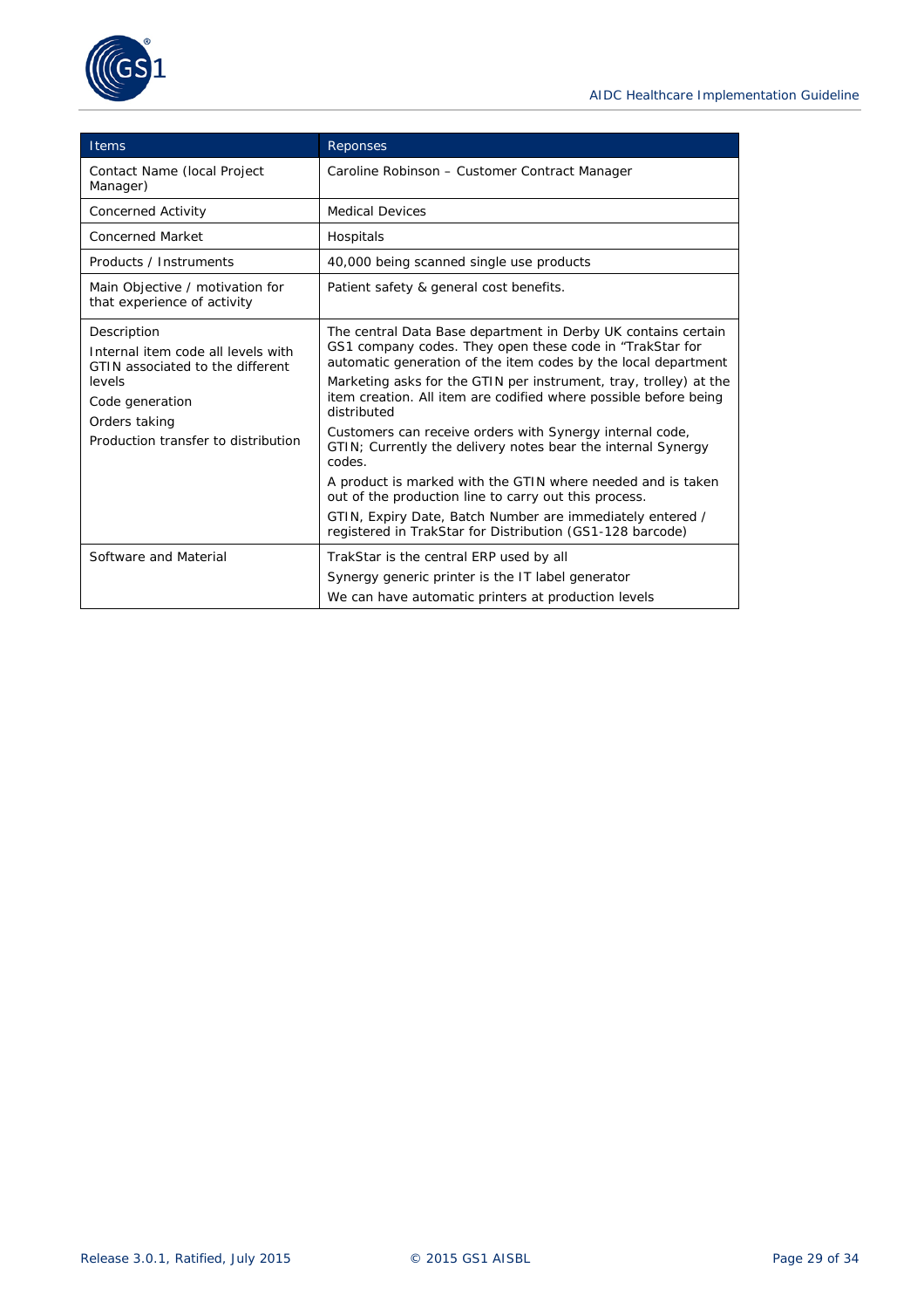| Items | Reponses |
|---|---|
| Contact Name (local Project Manager) | Caroline Robinson – Customer Contract Manager |
| Concerned Activity | Medical Devices |
| Concerned Market | Hospitals |
| Products / Instruments | 40,000 being scanned single use products |
| Main Objective / motivation for that experience of activity | Patient safety & general cost benefits. |
| Description<br>Internal item code all levels with GTIN associated to the different levels<br>Code generation<br>Orders taking<br>Production transfer to distribution | The central Data Base department in Derby UK contains certain GS1 company codes. They open these code in "TrakStar for automatic generation of the item codes by the local department<br>Marketing asks for the GTIN per instrument, tray, trolley) at the item creation. All item are codified where possible before being distributed<br>Customers can receive orders with Synergy internal code, GTIN; Currently the delivery notes bear the internal Synergy codes.<br>A product is marked with the GTIN where needed and is taken out of the production line to carry out this process.<br>GTIN, Expiry Date, Batch Number are immediately entered / registered in TrakStar for Distribution (GS1-128 barcode) |
| Software and Material | TrakStar is the central ERP used by all<br>Synergy generic printer is the IT label generator<br>We can have automatic printers at production levels |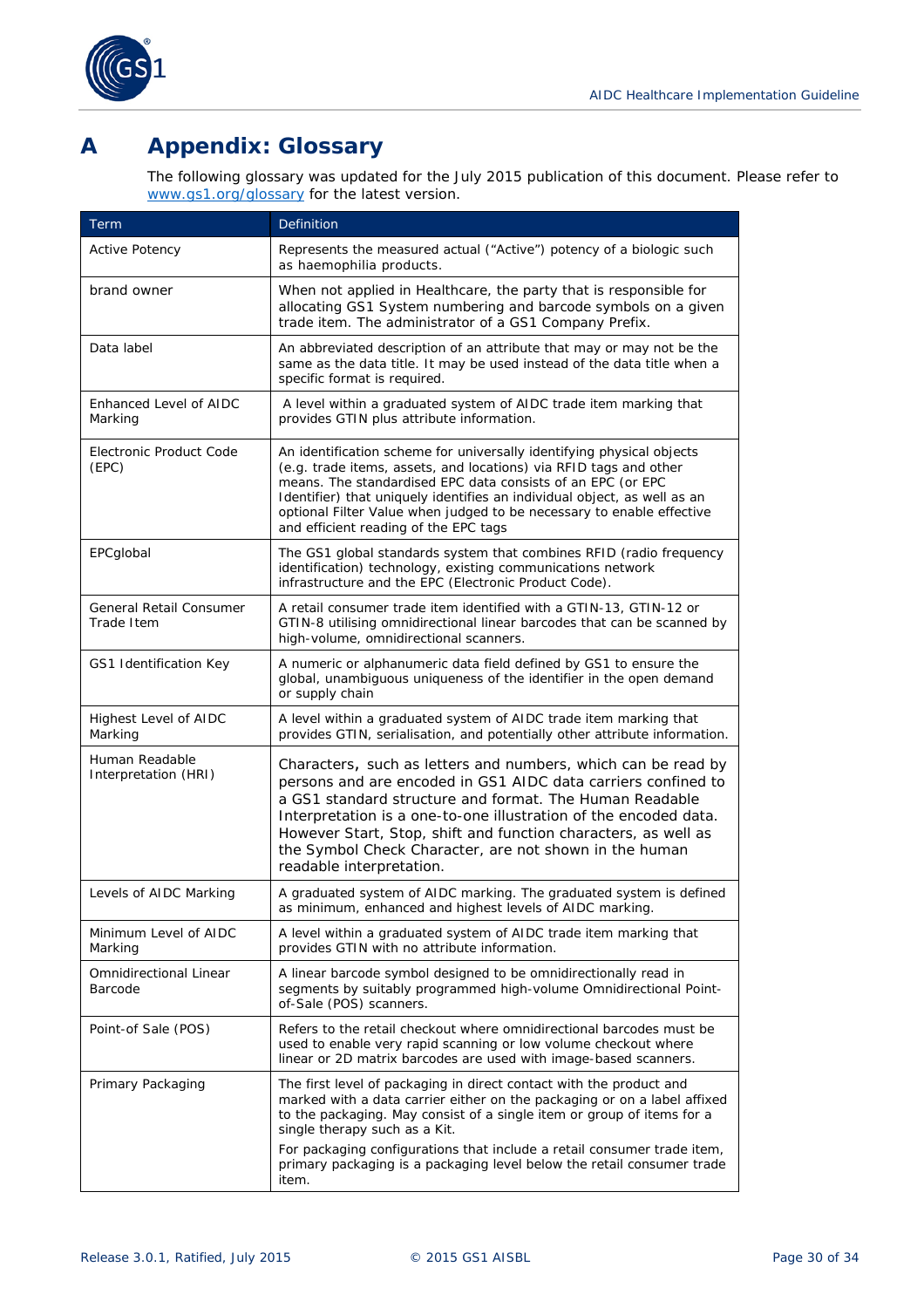# A Appendix: Glossary

The following glossary was updated for the July 2015 publication of this document. Please refer to www.gs1.org/glossary for the latest version.

| Term | Definition |
|---|---|
| Active Potency | Represents the measured actual ("Active") potency of a biologic such as haemophilia products. |
| brand owner | When not applied in Healthcare, the party that is responsible for allocating GS1 System numbering and barcode symbols on a given trade item. The administrator of a GS1 Company Prefix. |
| Data label | An abbreviated description of an attribute that may or may not be the same as the data title. It may be used instead of the data title when a specific format is required. |
| Enhanced Level of AIDC Marking | A level within a graduated system of AIDC trade item marking that provides GTIN plus attribute information. |
| Electronic Product Code (EPC) | An identification scheme for universally identifying physical objects (e.g. trade items, assets, and locations) via RFID tags and other means. The standardised EPC data consists of an EPC (or EPC Identifier) that uniquely identifies an individual object, as well as an optional Filter Value when judged to be necessary to enable effective and efficient reading of the EPC tags |
| EPCglobal | The GS1 global standards system that combines RFID (radio frequency identification) technology, existing communications network infrastructure and the EPC (Electronic Product Code). |
| General Retail Consumer Trade Item | A retail consumer trade item identified with a GTIN-13, GTIN-12 or GTIN-8 utilising omnidirectional linear barcodes that can be scanned by high-volume, omnidirectional scanners. |
| GS1 Identification Key | A numeric or alphanumeric data field defined by GS1 to ensure the global, unambiguous uniqueness of the identifier in the open demand or supply chain |
| Highest Level of AIDC Marking | A level within a graduated system of AIDC trade item marking that provides GTIN, serialisation, and potentially other attribute information. |
| Human Readable Interpretation (HRI) | Characters, such as letters and numbers, which can be read by persons and are encoded in GS1 AIDC data carriers confined to a GS1 standard structure and format. The Human Readable Interpretation is a one-to-one illustration of the encoded data. However Start, Stop, shift and function characters, as well as the Symbol Check Character, are not shown in the human readable interpretation. |
| Levels of AIDC Marking | A graduated system of AIDC marking. The graduated system is defined as minimum, enhanced and highest levels of AIDC marking. |
| Minimum Level of AIDC Marking | A level within a graduated system of AIDC trade item marking that provides GTIN with no attribute information. |
| Omnidirectional Linear Barcode | A linear barcode symbol designed to be omnidirectionally read in segments by suitably programmed high-volume Omnidirectional Point-of-Sale (POS) scanners. |
| Point-of Sale (POS) | Refers to the retail checkout where omnidirectional barcodes must be used to enable very rapid scanning or low volume checkout where linear or 2D matrix barcodes are used with image-based scanners. |
| Primary Packaging | The first level of packaging in direct contact with the product and marked with a data carrier either on the packaging or on a label affixed to the packaging. May consist of a single item or group of items for a single therapy such as a Kit.<br><br>For packaging configurations that include a retail consumer trade item, primary packaging is a packaging level below the retail consumer trade item. |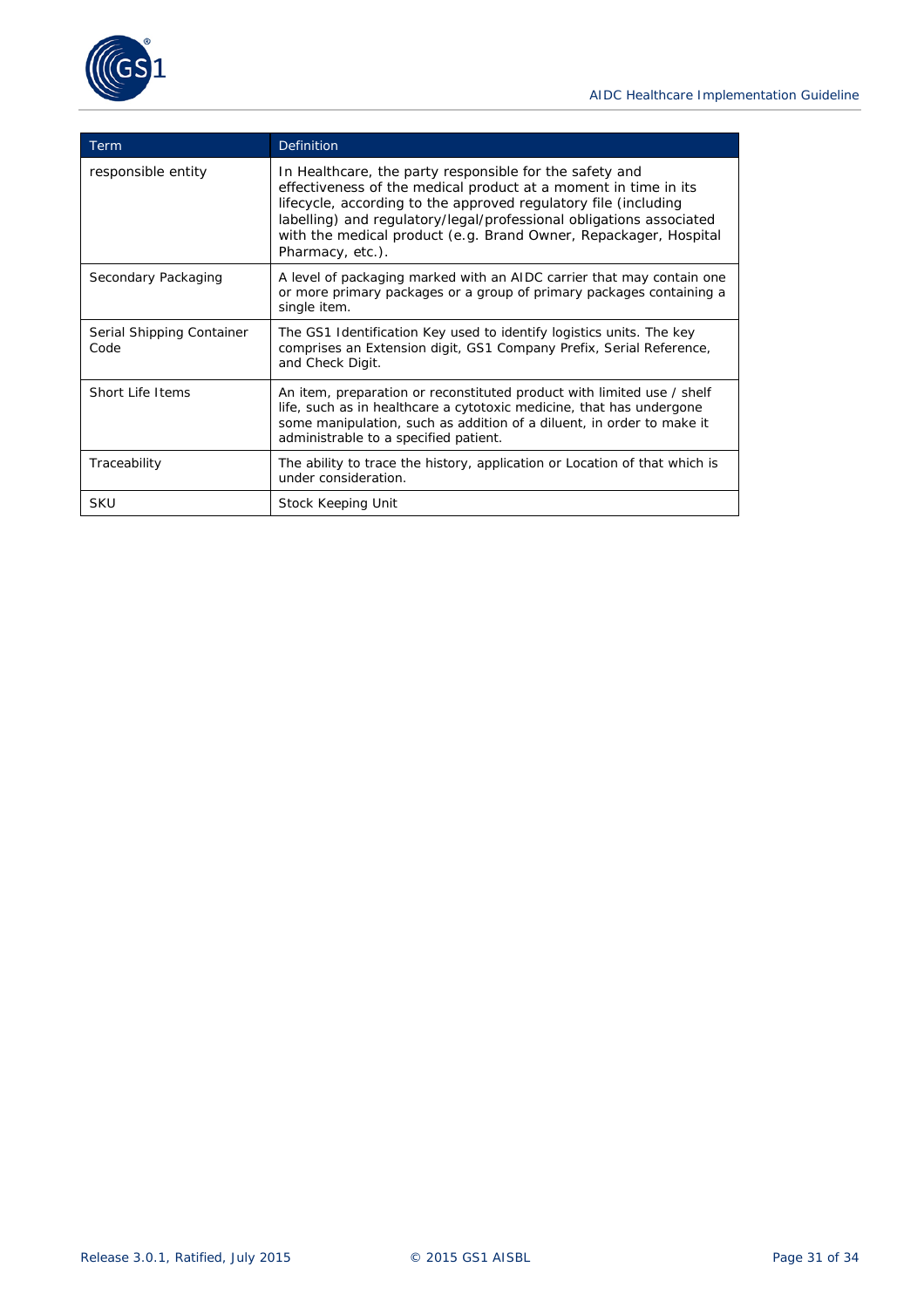| Term | Definition |
| --- | --- |
| responsible entity | In Healthcare, the party responsible for the safety and effectiveness of the medical product at a moment in time in its lifecycle, according to the approved regulatory file (including labelling) and regulatory/legal/professional obligations associated with the medical product (e.g. Brand Owner, Repackager, Hospital Pharmacy, etc.). |
| Secondary Packaging | A level of packaging marked with an AIDC carrier that may contain one or more primary packages or a group of primary packages containing a single item. |
| Serial Shipping Container Code | The GS1 Identification Key used to identify logistics units. The key comprises an Extension digit, GS1 Company Prefix, Serial Reference, and Check Digit. |
| Short Life Items | An item, preparation or reconstituted product with limited use / shelf life, such as in healthcare a cytotoxic medicine, that has undergone some manipulation, such as addition of a diluent, in order to make it administrable to a specified patient. |
| Traceability | The ability to trace the history, application or Location of that which is under consideration. |
| SKU | Stock Keeping Unit |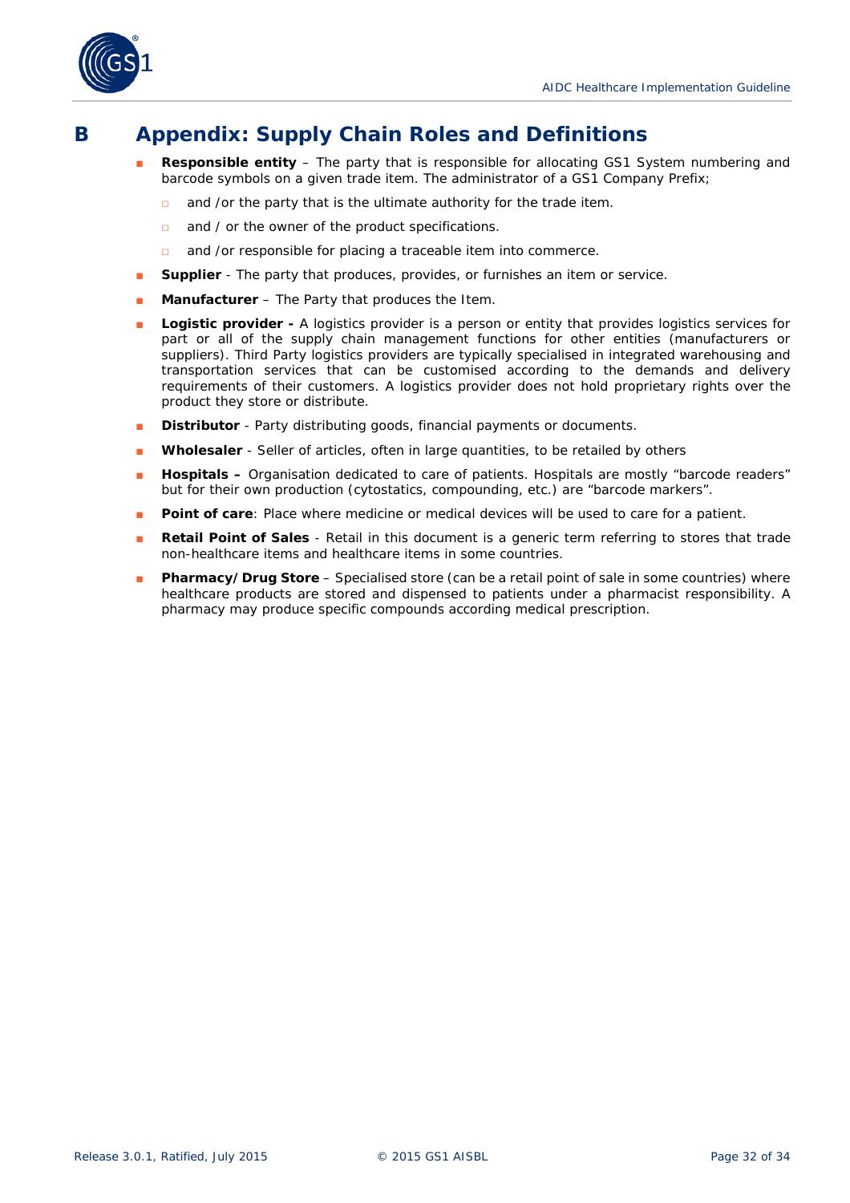# B Appendix: Supply Chain Roles and Definitions

- **Responsible entity** – The party that is responsible for allocating GS1 System numbering and barcode symbols on a given trade item. The administrator of a GS1 Company Prefix;
  - and /or the party that is the ultimate authority for the trade item.
  - and / or the owner of the product specifications.
  - and /or responsible for placing a traceable item into commerce.
- **Supplier** - The party that produces, provides, or furnishes an item or service.
- **Manufacturer** – The Party that produces the Item.
- **Logistic provider -** A logistics provider is a person or entity that provides logistics services for part or all of the supply chain management functions for other entities (manufacturers or suppliers). Third Party logistics providers are typically specialised in integrated warehousing and transportation services that can be customised according to the demands and delivery requirements of their customers. A logistics provider does not hold proprietary rights over the product they store or distribute.
- **Distributor** - Party distributing goods, financial payments or documents.
- **Wholesaler** - Seller of articles, often in large quantities, to be retailed by others
- **Hospitals –** Organisation dedicated to care of patients. Hospitals are mostly "barcode readers" but for their own production (cytostatics, compounding, etc.) are "barcode markers".
- **Point of care**: Place where medicine or medical devices will be used to care for a patient.
- **Retail Point of Sales** - Retail in this document is a generic term referring to stores that trade non-healthcare items and healthcare items in some countries.
- **Pharmacy/ Drug Store** – Specialised store (can be a retail point of sale in some countries) where healthcare products are stored and dispensed to patients under a pharmacist responsibility. A pharmacy may produce specific compounds according medical prescription.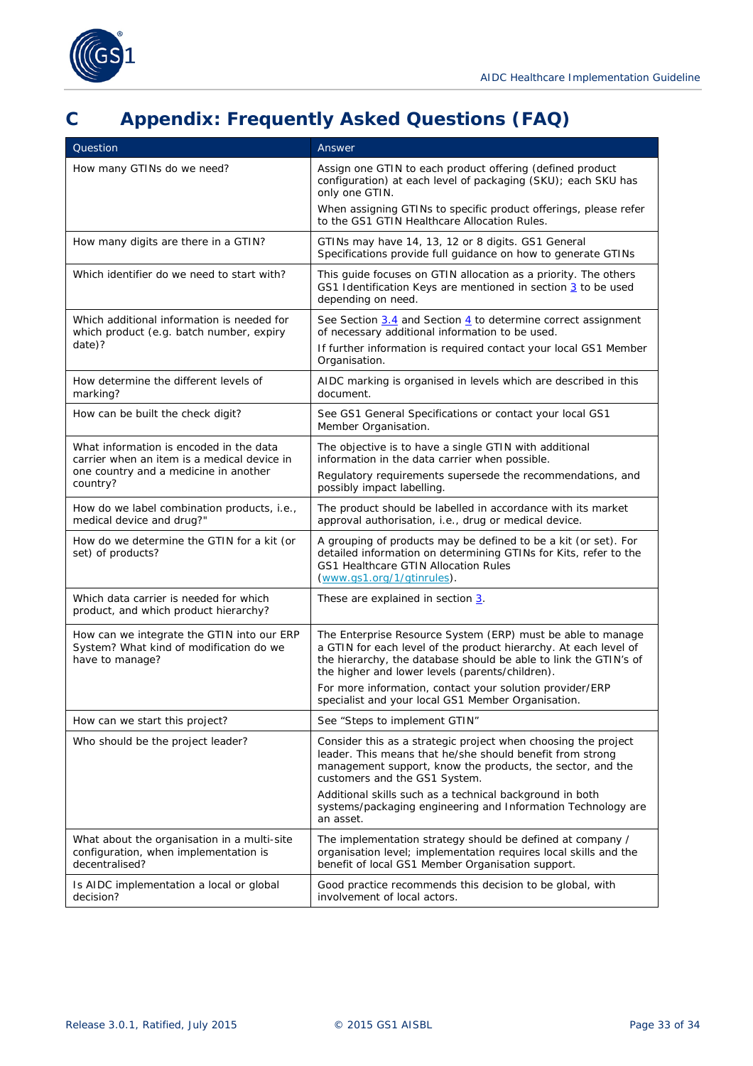# C Appendix: Frequently Asked Questions (FAQ)

| Question | Answer |
|---|---|
| How many GTINs do we need? | Assign one GTIN to each product offering (defined product configuration) at each level of packaging (SKU); each SKU has only one GTIN.<br>When assigning GTINs to specific product offerings, please refer to the GS1 GTIN Healthcare Allocation Rules. |
| How many digits are there in a GTIN? | GTINs may have 14, 13, 12 or 8 digits. GS1 General Specifications provide full guidance on how to generate GTINs |
| Which identifier do we need to start with? | This guide focuses on GTIN allocation as a priority. The others GS1 Identification Keys are mentioned in section 3 to be used depending on need. |
| Which additional information is needed for which product (e.g. batch number, expiry date)? | See Section 3.4 and Section 4 to determine correct assignment of necessary additional information to be used.<br>If further information is required contact your local GS1 Member Organisation. |
| How determine the different levels of marking? | AIDC marking is organised in levels which are described in this document. |
| How can be built the check digit? | See GS1 General Specifications or contact your local GS1 Member Organisation. |
| What information is encoded in the data carrier when an item is a medical device in one country and a medicine in another country? | The objective is to have a single GTIN with additional information in the data carrier when possible.<br>Regulatory requirements supersede the recommendations, and possibly impact labelling. |
| How do we label combination products, i.e., medical device and drug?" | The product should be labelled in accordance with its market approval authorisation, i.e., drug or medical device. |
| How do we determine the GTIN for a kit (or set) of products? | A grouping of products may be defined to be a kit (or set). For detailed information on determining GTINs for Kits, refer to the GS1 Healthcare GTIN Allocation Rules (www.gs1.org/1/gtinrules). |
| Which data carrier is needed for which product, and which product hierarchy? | These are explained in section 3. |
| How can we integrate the GTIN into our ERP System? What kind of modification do we have to manage? | The Enterprise Resource System (ERP) must be able to manage a GTIN for each level of the product hierarchy. At each level of the hierarchy, the database should be able to link the GTIN's of the higher and lower levels (parents/children).<br>For more information, contact your solution provider/ERP specialist and your local GS1 Member Organisation. |
| How can we start this project? | See "Steps to implement GTIN" |
| Who should be the project leader? | Consider this as a strategic project when choosing the project leader. This means that he/she should benefit from strong management support, know the products, the sector, and the customers and the GS1 System.<br>Additional skills such as a technical background in both systems/packaging engineering and Information Technology are an asset. |
| What about the organisation in a multi-site configuration, when implementation is decentralised? | The implementation strategy should be defined at company / organisation level; implementation requires local skills and the benefit of local GS1 Member Organisation support. |
| Is AIDC implementation a local or global decision? | Good practice recommends this decision to be global, with involvement of local actors. |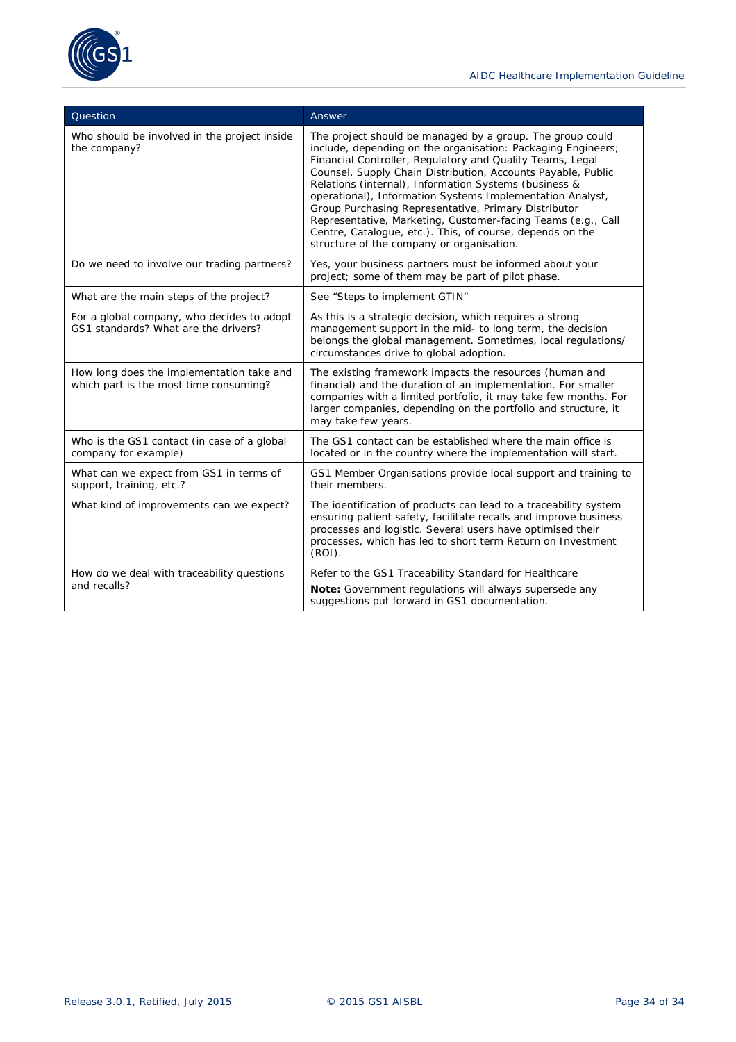| Question | Answer |
|---|---|
| Who should be involved in the project inside the company? | The project should be managed by a group. The group could include, depending on the organisation: Packaging Engineers; Financial Controller, Regulatory and Quality Teams, Legal Counsel, Supply Chain Distribution, Accounts Payable, Public Relations (internal), Information Systems (business & operational), Information Systems Implementation Analyst, Group Purchasing Representative, Primary Distributor Representative, Marketing, Customer-facing Teams (e.g., Call Centre, Catalogue, etc.). This, of course, depends on the structure of the company or organisation. |
| Do we need to involve our trading partners? | Yes, your business partners must be informed about your project; some of them may be part of pilot phase. |
| What are the main steps of the project? | See "Steps to implement GTIN" |
| For a global company, who decides to adopt GS1 standards? What are the drivers? | As this is a strategic decision, which requires a strong management support in the mid- to long term, the decision belongs the global management. Sometimes, local regulations/ circumstances drive to global adoption. |
| How long does the implementation take and which part is the most time consuming? | The existing framework impacts the resources (human and financial) and the duration of an implementation. For smaller companies with a limited portfolio, it may take few months. For larger companies, depending on the portfolio and structure, it may take few years. |
| Who is the GS1 contact (in case of a global company for example) | The GS1 contact can be established where the main office is located or in the country where the implementation will start. |
| What can we expect from GS1 in terms of support, training, etc.? | GS1 Member Organisations provide local support and training to their members. |
| What kind of improvements can we expect? | The identification of products can lead to a traceability system ensuring patient safety, facilitate recalls and improve business processes and logistic. Several users have optimised their processes, which has led to short term Return on Investment (ROI). |
| How do we deal with traceability questions and recalls? | Refer to the GS1 Traceability Standard for Healthcare<br>**Note:** Government regulations will always supersede any suggestions put forward in GS1 documentation. |